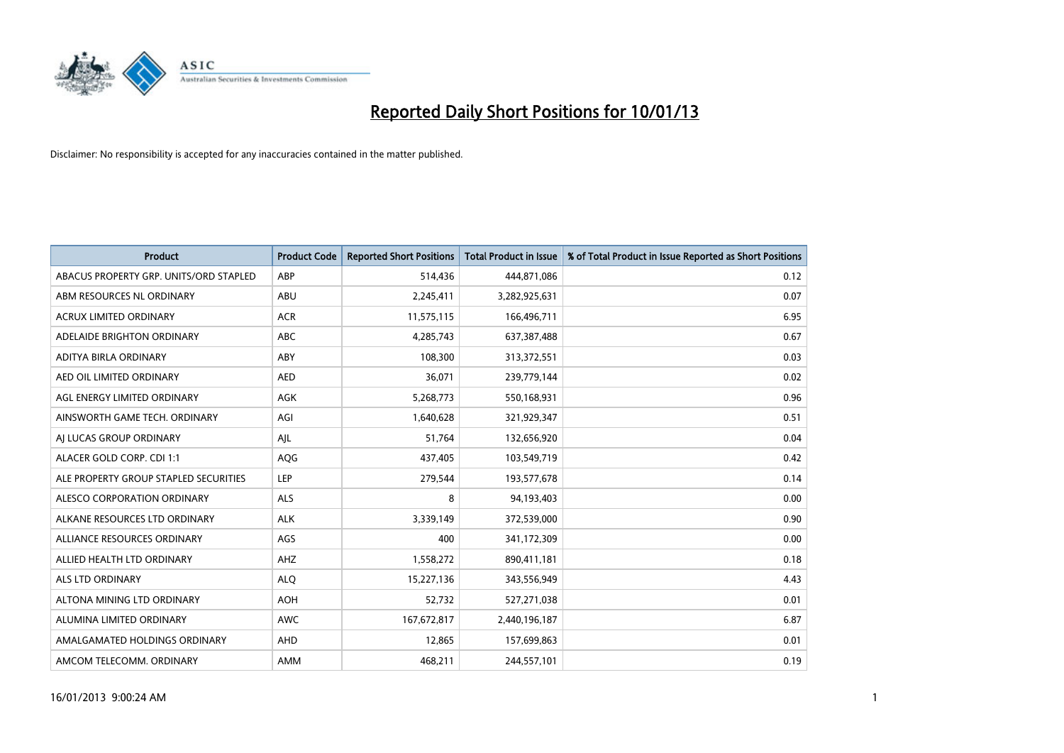# Reported Daily Short Positions for 10/01/13

Disclaimer: No responsibility is accepted for any inaccuracies contained in the matter published.

| Product | Product Code | Reported Short Positions | Total Product in Issue | % of Total Product in Issue Reported as Short Positions |
|---|---|---|---|---|
| ABACUS PROPERTY GRP. UNITS/ORD STAPLED | ABP | 514,436 | 444,871,086 | 0.12 |
| ABM RESOURCES NL ORDINARY | ABU | 2,245,411 | 3,282,925,631 | 0.07 |
| ACRUX LIMITED ORDINARY | ACR | 11,575,115 | 166,496,711 | 6.95 |
| ADELAIDE BRIGHTON ORDINARY | ABC | 4,285,743 | 637,387,488 | 0.67 |
| ADITYA BIRLA ORDINARY | ABY | 108,300 | 313,372,551 | 0.03 |
| AED OIL LIMITED ORDINARY | AED | 36,071 | 239,779,144 | 0.02 |
| AGL ENERGY LIMITED ORDINARY | AGK | 5,268,773 | 550,168,931 | 0.96 |
| AINSWORTH GAME TECH. ORDINARY | AGI | 1,640,628 | 321,929,347 | 0.51 |
| AJ LUCAS GROUP ORDINARY | AJL | 51,764 | 132,656,920 | 0.04 |
| ALACER GOLD CORP. CDI 1:1 | AQG | 437,405 | 103,549,719 | 0.42 |
| ALE PROPERTY GROUP STAPLED SECURITIES | LEP | 279,544 | 193,577,678 | 0.14 |
| ALESCO CORPORATION ORDINARY | ALS | 8 | 94,193,403 | 0.00 |
| ALKANE RESOURCES LTD ORDINARY | ALK | 3,339,149 | 372,539,000 | 0.90 |
| ALLIANCE RESOURCES ORDINARY | AGS | 400 | 341,172,309 | 0.00 |
| ALLIED HEALTH LTD ORDINARY | AHZ | 1,558,272 | 890,411,181 | 0.18 |
| ALS LTD ORDINARY | ALQ | 15,227,136 | 343,556,949 | 4.43 |
| ALTONA MINING LTD ORDINARY | AOH | 52,732 | 527,271,038 | 0.01 |
| ALUMINA LIMITED ORDINARY | AWC | 167,672,817 | 2,440,196,187 | 6.87 |
| AMALGAMATED HOLDINGS ORDINARY | AHD | 12,865 | 157,699,863 | 0.01 |
| AMCOM TELECOMM. ORDINARY | AMM | 468,211 | 244,557,101 | 0.19 |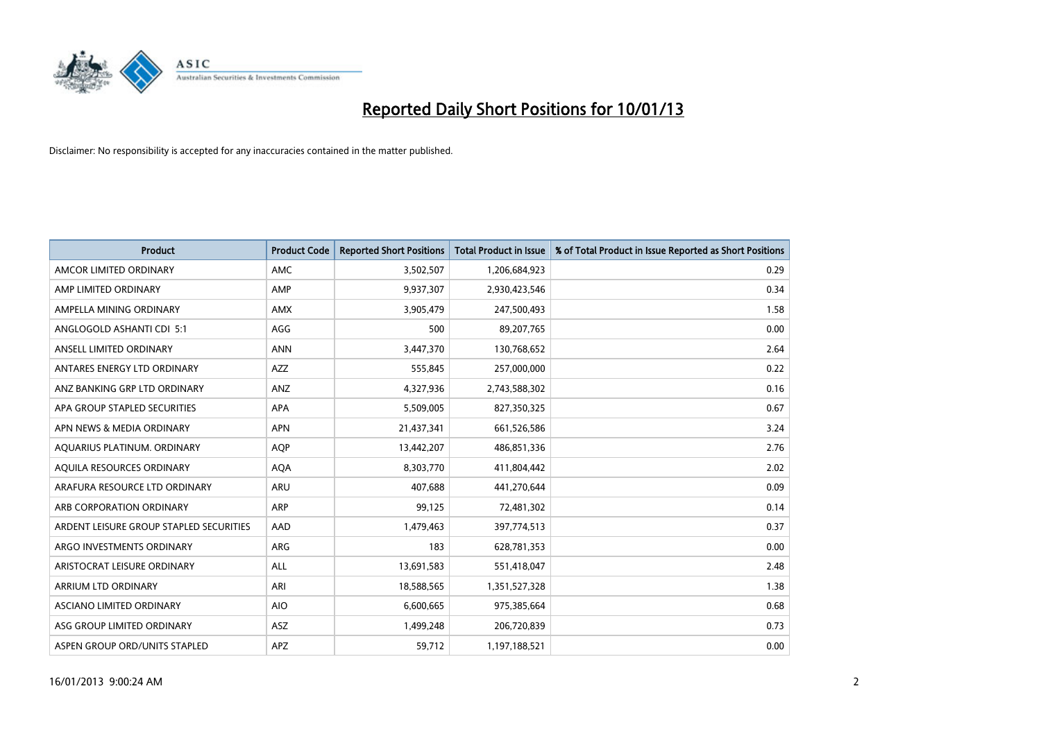# Reported Daily Short Positions for 10/01/13

Disclaimer: No responsibility is accepted for any inaccuracies contained in the matter published.

| Product | Product Code | Reported Short Positions | Total Product in Issue | % of Total Product in Issue Reported as Short Positions |
|---|---|---|---|---|
| AMCOR LIMITED ORDINARY | AMC | 3,502,507 | 1,206,684,923 | 0.29 |
| AMP LIMITED ORDINARY | AMP | 9,937,307 | 2,930,423,546 | 0.34 |
| AMPELLA MINING ORDINARY | AMX | 3,905,479 | 247,500,493 | 1.58 |
| ANGLOGOLD ASHANTI CDI 5:1 | AGG | 500 | 89,207,765 | 0.00 |
| ANSELL LIMITED ORDINARY | ANN | 3,447,370 | 130,768,652 | 2.64 |
| ANTARES ENERGY LTD ORDINARY | AZZ | 555,845 | 257,000,000 | 0.22 |
| ANZ BANKING GRP LTD ORDINARY | ANZ | 4,327,936 | 2,743,588,302 | 0.16 |
| APA GROUP STAPLED SECURITIES | APA | 5,509,005 | 827,350,325 | 0.67 |
| APN NEWS & MEDIA ORDINARY | APN | 21,437,341 | 661,526,586 | 3.24 |
| AQUARIUS PLATINUM. ORDINARY | AQP | 13,442,207 | 486,851,336 | 2.76 |
| AQUILA RESOURCES ORDINARY | AQA | 8,303,770 | 411,804,442 | 2.02 |
| ARAFURA RESOURCE LTD ORDINARY | ARU | 407,688 | 441,270,644 | 0.09 |
| ARB CORPORATION ORDINARY | ARP | 99,125 | 72,481,302 | 0.14 |
| ARDENT LEISURE GROUP STAPLED SECURITIES | AAD | 1,479,463 | 397,774,513 | 0.37 |
| ARGO INVESTMENTS ORDINARY | ARG | 183 | 628,781,353 | 0.00 |
| ARISTOCRAT LEISURE ORDINARY | ALL | 13,691,583 | 551,418,047 | 2.48 |
| ARRIUM LTD ORDINARY | ARI | 18,588,565 | 1,351,527,328 | 1.38 |
| ASCIANO LIMITED ORDINARY | AIO | 6,600,665 | 975,385,664 | 0.68 |
| ASG GROUP LIMITED ORDINARY | ASZ | 1,499,248 | 206,720,839 | 0.73 |
| ASPEN GROUP ORD/UNITS STAPLED | APZ | 59,712 | 1,197,188,521 | 0.00 |

16/01/2013 9:00:24 AM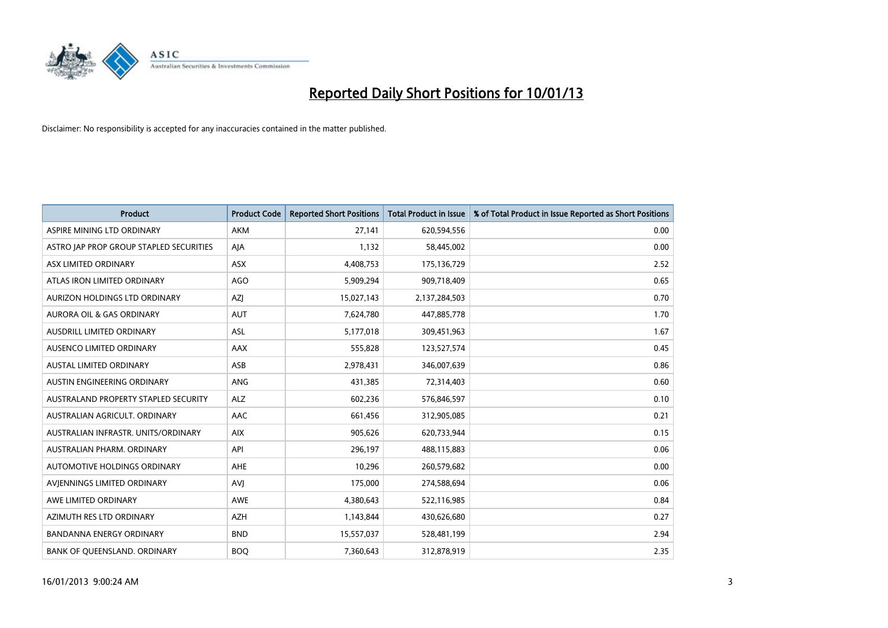# Reported Daily Short Positions for 10/01/13

Disclaimer: No responsibility is accepted for any inaccuracies contained in the matter published.

| Product | Product Code | Reported Short Positions | Total Product in Issue | % of Total Product in Issue Reported as Short Positions |
|---|---|---|---|---|
| ASPIRE MINING LTD ORDINARY | AKM | 27,141 | 620,594,556 | 0.00 |
| ASTRO JAP PROP GROUP STAPLED SECURITIES | AJA | 1,132 | 58,445,002 | 0.00 |
| ASX LIMITED ORDINARY | ASX | 4,408,753 | 175,136,729 | 2.52 |
| ATLAS IRON LIMITED ORDINARY | AGO | 5,909,294 | 909,718,409 | 0.65 |
| AURIZON HOLDINGS LTD ORDINARY | AZJ | 15,027,143 | 2,137,284,503 | 0.70 |
| AURORA OIL & GAS ORDINARY | AUT | 7,624,780 | 447,885,778 | 1.70 |
| AUSDRILL LIMITED ORDINARY | ASL | 5,177,018 | 309,451,963 | 1.67 |
| AUSENCO LIMITED ORDINARY | AAX | 555,828 | 123,527,574 | 0.45 |
| AUSTAL LIMITED ORDINARY | ASB | 2,978,431 | 346,007,639 | 0.86 |
| AUSTIN ENGINEERING ORDINARY | ANG | 431,385 | 72,314,403 | 0.60 |
| AUSTRALAND PROPERTY STAPLED SECURITY | ALZ | 602,236 | 576,846,597 | 0.10 |
| AUSTRALIAN AGRICULT. ORDINARY | AAC | 661,456 | 312,905,085 | 0.21 |
| AUSTRALIAN INFRASTR. UNITS/ORDINARY | AIX | 905,626 | 620,733,944 | 0.15 |
| AUSTRALIAN PHARM. ORDINARY | API | 296,197 | 488,115,883 | 0.06 |
| AUTOMOTIVE HOLDINGS ORDINARY | AHE | 10,296 | 260,579,682 | 0.00 |
| AVJENNINGS LIMITED ORDINARY | AVJ | 175,000 | 274,588,694 | 0.06 |
| AWE LIMITED ORDINARY | AWE | 4,380,643 | 522,116,985 | 0.84 |
| AZIMUTH RES LTD ORDINARY | AZH | 1,143,844 | 430,626,680 | 0.27 |
| BANDANNA ENERGY ORDINARY | BND | 15,557,037 | 528,481,199 | 2.94 |
| BANK OF QUEENSLAND. ORDINARY | BOQ | 7,360,643 | 312,878,919 | 2.35 |

16/01/2013 9:00:24 AM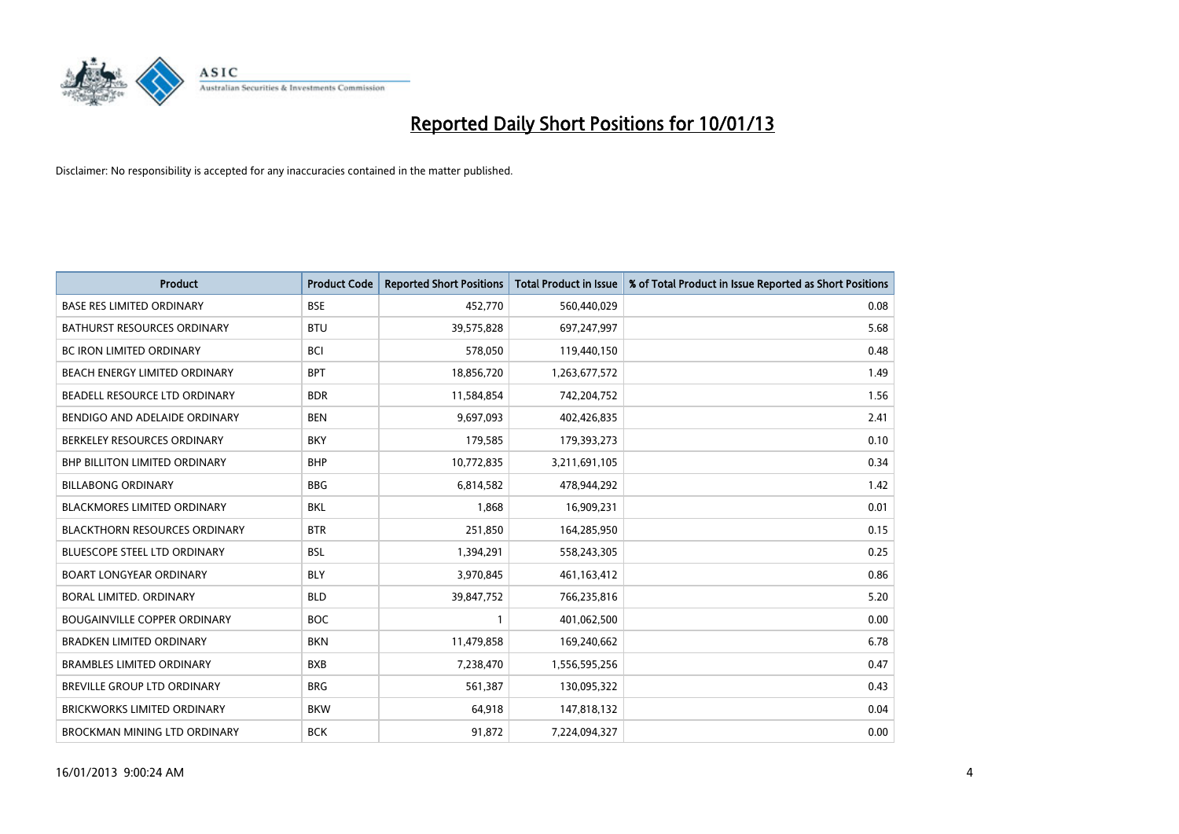# Reported Daily Short Positions for 10/01/13

Disclaimer: No responsibility is accepted for any inaccuracies contained in the matter published.

| Product | Product Code | Reported Short Positions | Total Product in Issue | % of Total Product in Issue Reported as Short Positions |
| --- | --- | --- | --- | --- |
| BASE RES LIMITED ORDINARY | BSE | 452,770 | 560,440,029 | 0.08 |
| BATHURST RESOURCES ORDINARY | BTU | 39,575,828 | 697,247,997 | 5.68 |
| BC IRON LIMITED ORDINARY | BCI | 578,050 | 119,440,150 | 0.48 |
| BEACH ENERGY LIMITED ORDINARY | BPT | 18,856,720 | 1,263,677,572 | 1.49 |
| BEADELL RESOURCE LTD ORDINARY | BDR | 11,584,854 | 742,204,752 | 1.56 |
| BENDIGO AND ADELAIDE ORDINARY | BEN | 9,697,093 | 402,426,835 | 2.41 |
| BERKELEY RESOURCES ORDINARY | BKY | 179,585 | 179,393,273 | 0.10 |
| BHP BILLITON LIMITED ORDINARY | BHP | 10,772,835 | 3,211,691,105 | 0.34 |
| BILLABONG ORDINARY | BBG | 6,814,582 | 478,944,292 | 1.42 |
| BLACKMORES LIMITED ORDINARY | BKL | 1,868 | 16,909,231 | 0.01 |
| BLACKTHORN RESOURCES ORDINARY | BTR | 251,850 | 164,285,950 | 0.15 |
| BLUESCOPE STEEL LTD ORDINARY | BSL | 1,394,291 | 558,243,305 | 0.25 |
| BOART LONGYEAR ORDINARY | BLY | 3,970,845 | 461,163,412 | 0.86 |
| BORAL LIMITED. ORDINARY | BLD | 39,847,752 | 766,235,816 | 5.20 |
| BOUGAINVILLE COPPER ORDINARY | BOC | 1 | 401,062,500 | 0.00 |
| BRADKEN LIMITED ORDINARY | BKN | 11,479,858 | 169,240,662 | 6.78 |
| BRAMBLES LIMITED ORDINARY | BXB | 7,238,470 | 1,556,595,256 | 0.47 |
| BREVILLE GROUP LTD ORDINARY | BRG | 561,387 | 130,095,322 | 0.43 |
| BRICKWORKS LIMITED ORDINARY | BKW | 64,918 | 147,818,132 | 0.04 |
| BROCKMAN MINING LTD ORDINARY | BCK | 91,872 | 7,224,094,327 | 0.00 |

16/01/2013 9:00:24 AM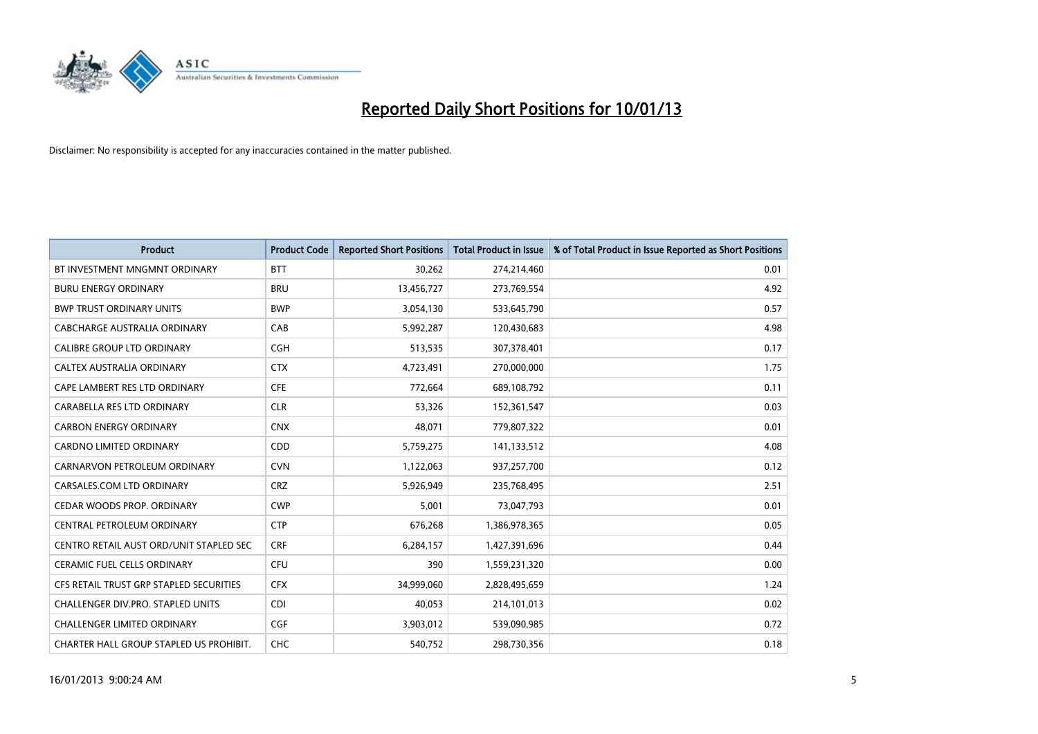# Reported Daily Short Positions for 10/01/13

Disclaimer: No responsibility is accepted for any inaccuracies contained in the matter published.

| Product | Product Code | Reported Short Positions | Total Product in Issue | % of Total Product in Issue Reported as Short Positions |
|---|---|---|---|---|
| BT INVESTMENT MNGMNT ORDINARY | BTT | 30,262 | 274,214,460 | 0.01 |
| BURU ENERGY ORDINARY | BRU | 13,456,727 | 273,769,554 | 4.92 |
| BWP TRUST ORDINARY UNITS | BWP | 3,054,130 | 533,645,790 | 0.57 |
| CABCHARGE AUSTRALIA ORDINARY | CAB | 5,992,287 | 120,430,683 | 4.98 |
| CALIBRE GROUP LTD ORDINARY | CGH | 513,535 | 307,378,401 | 0.17 |
| CALTEX AUSTRALIA ORDINARY | CTX | 4,723,491 | 270,000,000 | 1.75 |
| CAPE LAMBERT RES LTD ORDINARY | CFE | 772,664 | 689,108,792 | 0.11 |
| CARABELLA RES LTD ORDINARY | CLR | 53,326 | 152,361,547 | 0.03 |
| CARBON ENERGY ORDINARY | CNX | 48,071 | 779,807,322 | 0.01 |
| CARDNO LIMITED ORDINARY | CDD | 5,759,275 | 141,133,512 | 4.08 |
| CARNARVON PETROLEUM ORDINARY | CVN | 1,122,063 | 937,257,700 | 0.12 |
| CARSALES.COM LTD ORDINARY | CRZ | 5,926,949 | 235,768,495 | 2.51 |
| CEDAR WOODS PROP. ORDINARY | CWP | 5,001 | 73,047,793 | 0.01 |
| CENTRAL PETROLEUM ORDINARY | CTP | 676,268 | 1,386,978,365 | 0.05 |
| CENTRO RETAIL AUST ORD/UNIT STAPLED SEC | CRF | 6,284,157 | 1,427,391,696 | 0.44 |
| CERAMIC FUEL CELLS ORDINARY | CFU | 390 | 1,559,231,320 | 0.00 |
| CFS RETAIL TRUST GRP STAPLED SECURITIES | CFX | 34,999,060 | 2,828,495,659 | 1.24 |
| CHALLENGER DIV.PRO. STAPLED UNITS | CDI | 40,053 | 214,101,013 | 0.02 |
| CHALLENGER LIMITED ORDINARY | CGF | 3,903,012 | 539,090,985 | 0.72 |
| CHARTER HALL GROUP STAPLED US PROHIBIT. | CHC | 540,752 | 298,730,356 | 0.18 |

16/01/2013 9:00:24 AM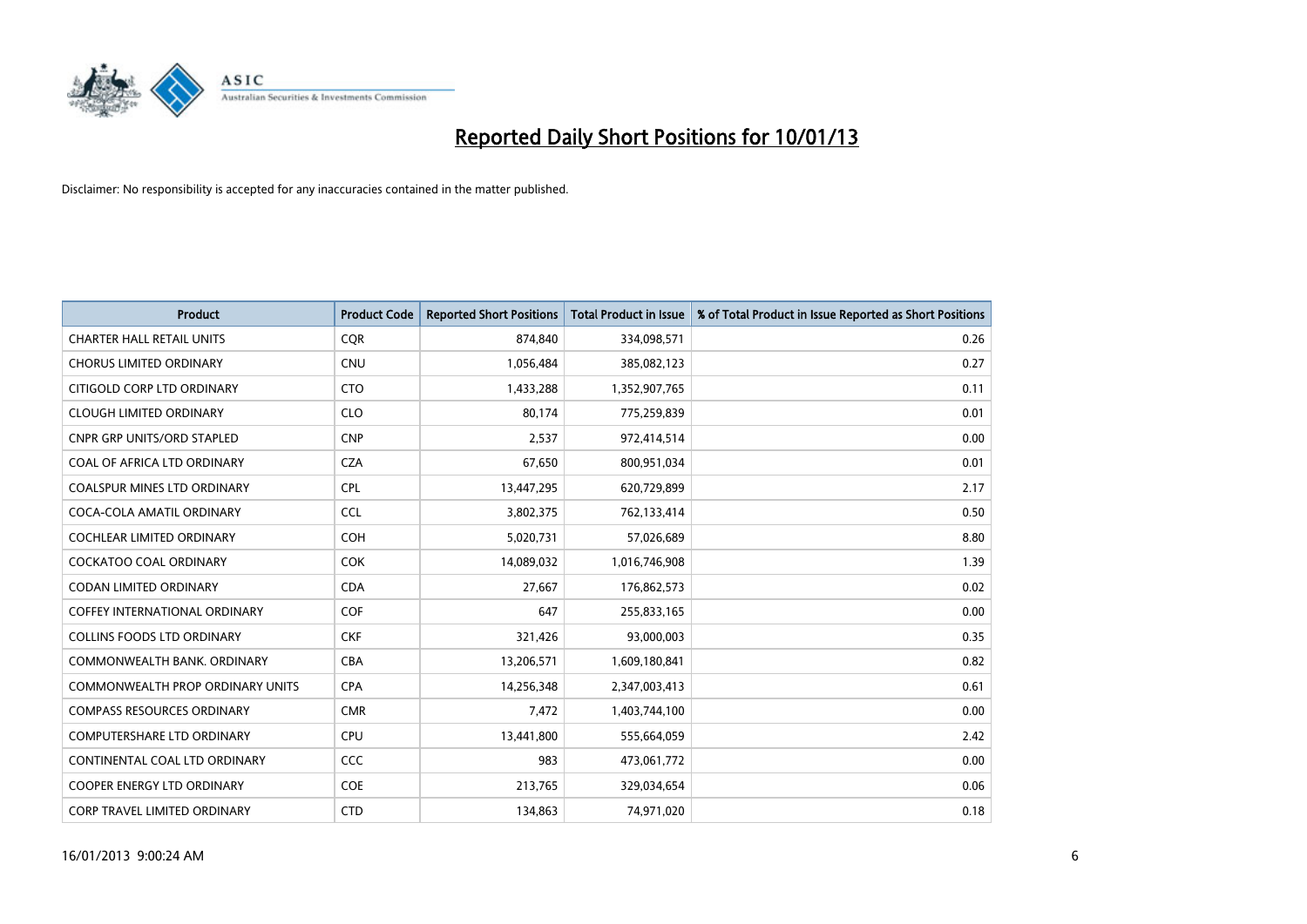# Reported Daily Short Positions for 10/01/13

Disclaimer: No responsibility is accepted for any inaccuracies contained in the matter published.

| Product | Product Code | Reported Short Positions | Total Product in Issue | % of Total Product in Issue Reported as Short Positions |
|---|---|---|---|---|
| CHARTER HALL RETAIL UNITS | CQR | 874,840 | 334,098,571 | 0.26 |
| CHORUS LIMITED ORDINARY | CNU | 1,056,484 | 385,082,123 | 0.27 |
| CITIGOLD CORP LTD ORDINARY | CTO | 1,433,288 | 1,352,907,765 | 0.11 |
| CLOUGH LIMITED ORDINARY | CLO | 80,174 | 775,259,839 | 0.01 |
| CNPR GRP UNITS/ORD STAPLED | CNP | 2,537 | 972,414,514 | 0.00 |
| COAL OF AFRICA LTD ORDINARY | CZA | 67,650 | 800,951,034 | 0.01 |
| COALSPUR MINES LTD ORDINARY | CPL | 13,447,295 | 620,729,899 | 2.17 |
| COCA-COLA AMATIL ORDINARY | CCL | 3,802,375 | 762,133,414 | 0.50 |
| COCHLEAR LIMITED ORDINARY | COH | 5,020,731 | 57,026,689 | 8.80 |
| COCKATOO COAL ORDINARY | COK | 14,089,032 | 1,016,746,908 | 1.39 |
| CODAN LIMITED ORDINARY | CDA | 27,667 | 176,862,573 | 0.02 |
| COFFEY INTERNATIONAL ORDINARY | COF | 647 | 255,833,165 | 0.00 |
| COLLINS FOODS LTD ORDINARY | CKF | 321,426 | 93,000,003 | 0.35 |
| COMMONWEALTH BANK. ORDINARY | CBA | 13,206,571 | 1,609,180,841 | 0.82 |
| COMMONWEALTH PROP ORDINARY UNITS | CPA | 14,256,348 | 2,347,003,413 | 0.61 |
| COMPASS RESOURCES ORDINARY | CMR | 7,472 | 1,403,744,100 | 0.00 |
| COMPUTERSHARE LTD ORDINARY | CPU | 13,441,800 | 555,664,059 | 2.42 |
| CONTINENTAL COAL LTD ORDINARY | CCC | 983 | 473,061,772 | 0.00 |
| COOPER ENERGY LTD ORDINARY | COE | 213,765 | 329,034,654 | 0.06 |
| CORP TRAVEL LIMITED ORDINARY | CTD | 134,863 | 74,971,020 | 0.18 |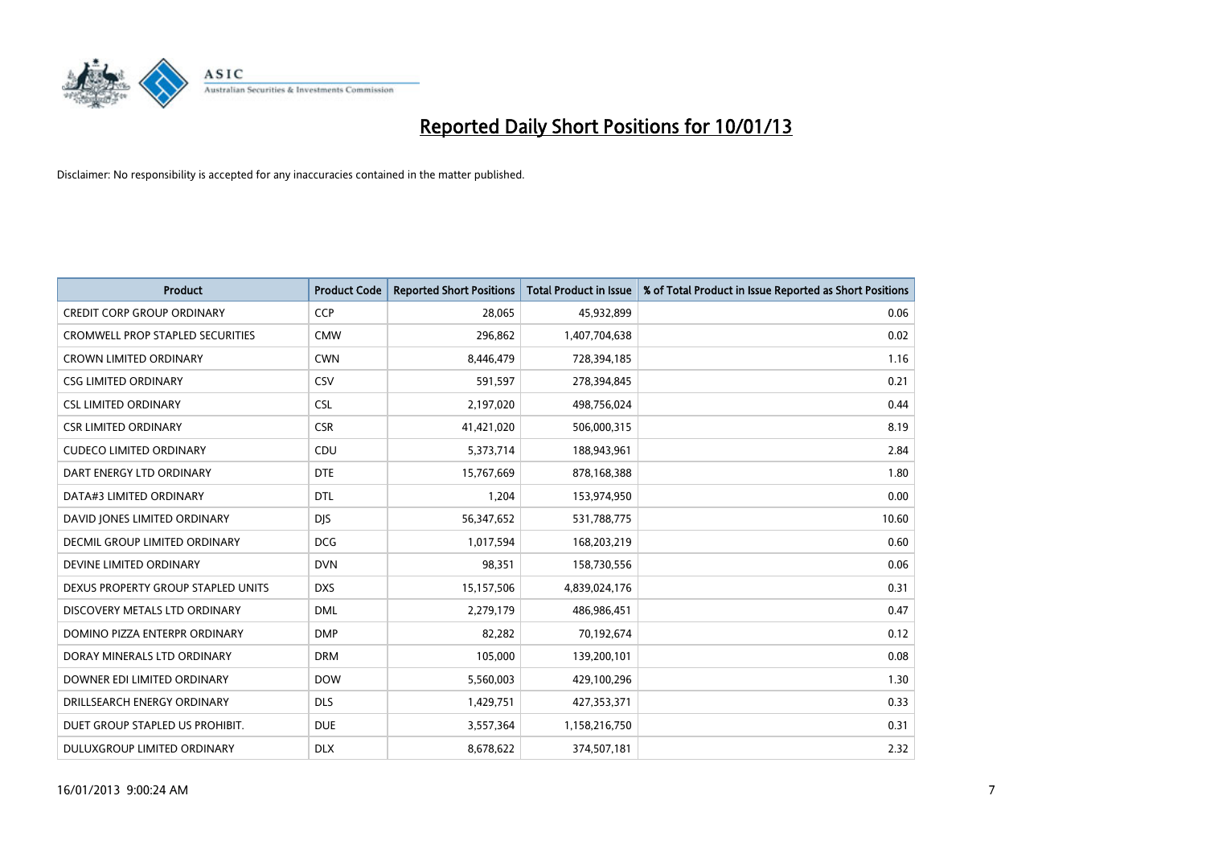# Reported Daily Short Positions for 10/01/13

Disclaimer: No responsibility is accepted for any inaccuracies contained in the matter published.

| Product | Product Code | Reported Short Positions | Total Product in Issue | % of Total Product in Issue Reported as Short Positions |
| --- | --- | --- | --- | --- |
| CREDIT CORP GROUP ORDINARY | CCP | 28,065 | 45,932,899 | 0.06 |
| CROMWELL PROP STAPLED SECURITIES | CMW | 296,862 | 1,407,704,638 | 0.02 |
| CROWN LIMITED ORDINARY | CWN | 8,446,479 | 728,394,185 | 1.16 |
| CSG LIMITED ORDINARY | CSV | 591,597 | 278,394,845 | 0.21 |
| CSL LIMITED ORDINARY | CSL | 2,197,020 | 498,756,024 | 0.44 |
| CSR LIMITED ORDINARY | CSR | 41,421,020 | 506,000,315 | 8.19 |
| CUDECO LIMITED ORDINARY | CDU | 5,373,714 | 188,943,961 | 2.84 |
| DART ENERGY LTD ORDINARY | DTE | 15,767,669 | 878,168,388 | 1.80 |
| DATA#3 LIMITED ORDINARY | DTL | 1,204 | 153,974,950 | 0.00 |
| DAVID JONES LIMITED ORDINARY | DJS | 56,347,652 | 531,788,775 | 10.60 |
| DECMIL GROUP LIMITED ORDINARY | DCG | 1,017,594 | 168,203,219 | 0.60 |
| DEVINE LIMITED ORDINARY | DVN | 98,351 | 158,730,556 | 0.06 |
| DEXUS PROPERTY GROUP STAPLED UNITS | DXS | 15,157,506 | 4,839,024,176 | 0.31 |
| DISCOVERY METALS LTD ORDINARY | DML | 2,279,179 | 486,986,451 | 0.47 |
| DOMINO PIZZA ENTERPR ORDINARY | DMP | 82,282 | 70,192,674 | 0.12 |
| DORAY MINERALS LTD ORDINARY | DRM | 105,000 | 139,200,101 | 0.08 |
| DOWNER EDI LIMITED ORDINARY | DOW | 5,560,003 | 429,100,296 | 1.30 |
| DRILLSEARCH ENERGY ORDINARY | DLS | 1,429,751 | 427,353,371 | 0.33 |
| DUET GROUP STAPLED US PROHIBIT. | DUE | 3,557,364 | 1,158,216,750 | 0.31 |
| DULUXGROUP LIMITED ORDINARY | DLX | 8,678,622 | 374,507,181 | 2.32 |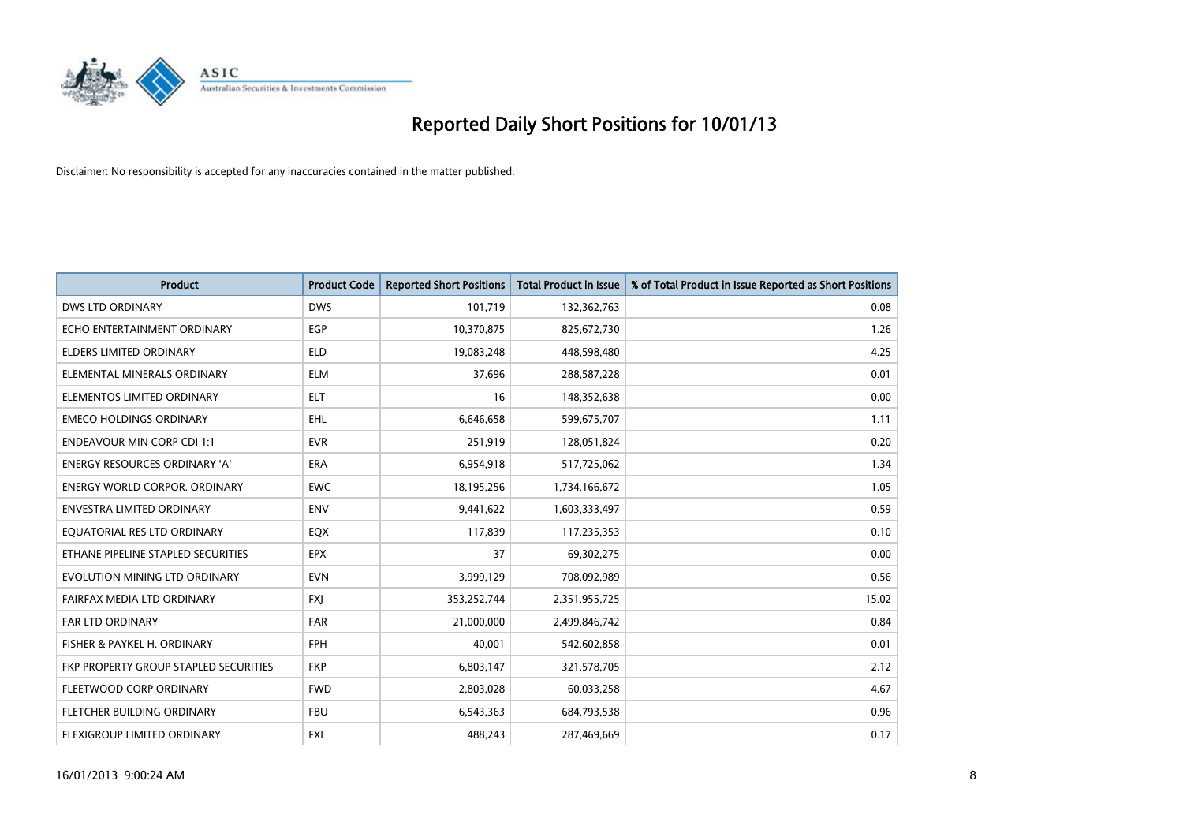# Reported Daily Short Positions for 10/01/13

Disclaimer: No responsibility is accepted for any inaccuracies contained in the matter published.

| Product | Product Code | Reported Short Positions | Total Product in Issue | % of Total Product in Issue Reported as Short Positions |
|---|---|---|---|---|
| DWS LTD ORDINARY | DWS | 101,719 | 132,362,763 | 0.08 |
| ECHO ENTERTAINMENT ORDINARY | EGP | 10,370,875 | 825,672,730 | 1.26 |
| ELDERS LIMITED ORDINARY | ELD | 19,083,248 | 448,598,480 | 4.25 |
| ELEMENTAL MINERALS ORDINARY | ELM | 37,696 | 288,587,228 | 0.01 |
| ELEMENTOS LIMITED ORDINARY | ELT | 16 | 148,352,638 | 0.00 |
| EMECO HOLDINGS ORDINARY | EHL | 6,646,658 | 599,675,707 | 1.11 |
| ENDEAVOUR MIN CORP CDI 1:1 | EVR | 251,919 | 128,051,824 | 0.20 |
| ENERGY RESOURCES ORDINARY 'A' | ERA | 6,954,918 | 517,725,062 | 1.34 |
| ENERGY WORLD CORPOR. ORDINARY | EWC | 18,195,256 | 1,734,166,672 | 1.05 |
| ENVESTRA LIMITED ORDINARY | ENV | 9,441,622 | 1,603,333,497 | 0.59 |
| EQUATORIAL RES LTD ORDINARY | EQX | 117,839 | 117,235,353 | 0.10 |
| ETHANE PIPELINE STAPLED SECURITIES | EPX | 37 | 69,302,275 | 0.00 |
| EVOLUTION MINING LTD ORDINARY | EVN | 3,999,129 | 708,092,989 | 0.56 |
| FAIRFAX MEDIA LTD ORDINARY | FXJ | 353,252,744 | 2,351,955,725 | 15.02 |
| FAR LTD ORDINARY | FAR | 21,000,000 | 2,499,846,742 | 0.84 |
| FISHER & PAYKEL H. ORDINARY | FPH | 40,001 | 542,602,858 | 0.01 |
| FKP PROPERTY GROUP STAPLED SECURITIES | FKP | 6,803,147 | 321,578,705 | 2.12 |
| FLEETWOOD CORP ORDINARY | FWD | 2,803,028 | 60,033,258 | 4.67 |
| FLETCHER BUILDING ORDINARY | FBU | 6,543,363 | 684,793,538 | 0.96 |
| FLEXIGROUP LIMITED ORDINARY | FXL | 488,243 | 287,469,669 | 0.17 |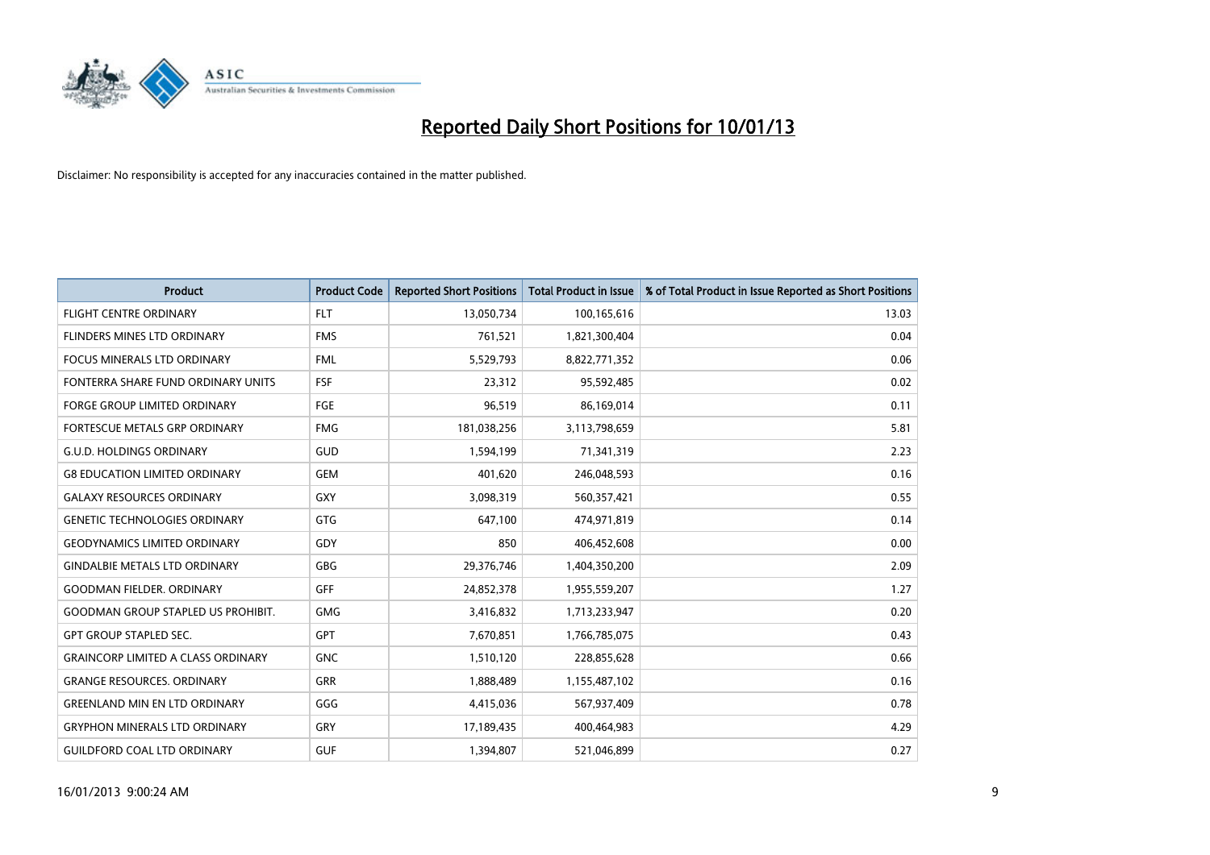# Reported Daily Short Positions for 10/01/13

Disclaimer: No responsibility is accepted for any inaccuracies contained in the matter published.

| Product | Product Code | Reported Short Positions | Total Product in Issue | % of Total Product in Issue Reported as Short Positions |
|---|---|---|---|---|
| FLIGHT CENTRE ORDINARY | FLT | 13,050,734 | 100,165,616 | 13.03 |
| FLINDERS MINES LTD ORDINARY | FMS | 761,521 | 1,821,300,404 | 0.04 |
| FOCUS MINERALS LTD ORDINARY | FML | 5,529,793 | 8,822,771,352 | 0.06 |
| FONTERRA SHARE FUND ORDINARY UNITS | FSF | 23,312 | 95,592,485 | 0.02 |
| FORGE GROUP LIMITED ORDINARY | FGE | 96,519 | 86,169,014 | 0.11 |
| FORTESCUE METALS GRP ORDINARY | FMG | 181,038,256 | 3,113,798,659 | 5.81 |
| G.U.D. HOLDINGS ORDINARY | GUD | 1,594,199 | 71,341,319 | 2.23 |
| G8 EDUCATION LIMITED ORDINARY | GEM | 401,620 | 246,048,593 | 0.16 |
| GALAXY RESOURCES ORDINARY | GXY | 3,098,319 | 560,357,421 | 0.55 |
| GENETIC TECHNOLOGIES ORDINARY | GTG | 647,100 | 474,971,819 | 0.14 |
| GEODYNAMICS LIMITED ORDINARY | GDY | 850 | 406,452,608 | 0.00 |
| GINDALBIE METALS LTD ORDINARY | GBG | 29,376,746 | 1,404,350,200 | 2.09 |
| GOODMAN FIELDER. ORDINARY | GFF | 24,852,378 | 1,955,559,207 | 1.27 |
| GOODMAN GROUP STAPLED US PROHIBIT. | GMG | 3,416,832 | 1,713,233,947 | 0.20 |
| GPT GROUP STAPLED SEC. | GPT | 7,670,851 | 1,766,785,075 | 0.43 |
| GRAINCORP LIMITED A CLASS ORDINARY | GNC | 1,510,120 | 228,855,628 | 0.66 |
| GRANGE RESOURCES. ORDINARY | GRR | 1,888,489 | 1,155,487,102 | 0.16 |
| GREENLAND MIN EN LTD ORDINARY | GGG | 4,415,036 | 567,937,409 | 0.78 |
| GRYPHON MINERALS LTD ORDINARY | GRY | 17,189,435 | 400,464,983 | 4.29 |
| GUILDFORD COAL LTD ORDINARY | GUF | 1,394,807 | 521,046,899 | 0.27 |

16/01/2013 9:00:24 AM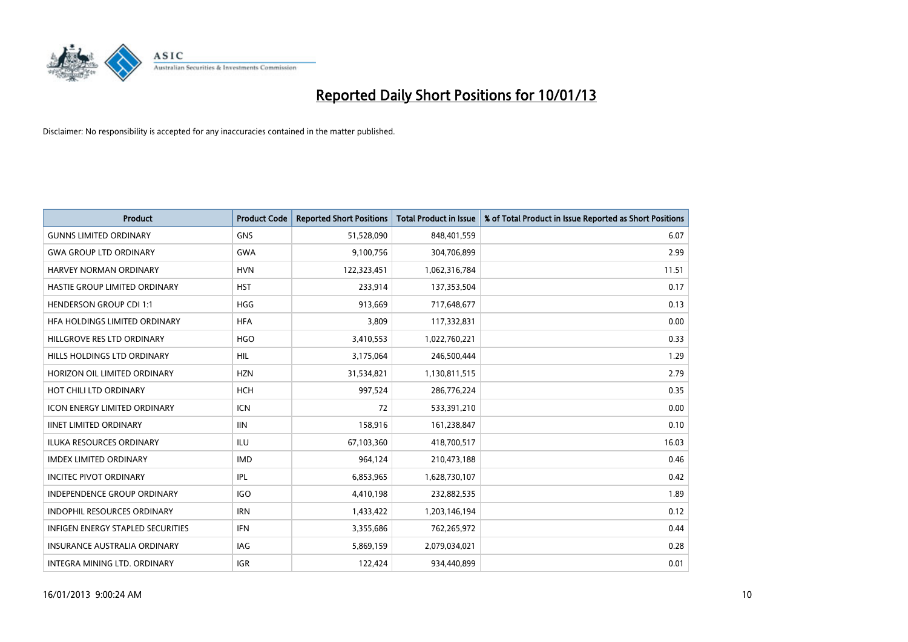# Reported Daily Short Positions for 10/01/13

Disclaimer: No responsibility is accepted for any inaccuracies contained in the matter published.

| Product | Product Code | Reported Short Positions | Total Product in Issue | % of Total Product in Issue Reported as Short Positions |
|---|---|---|---|---|
| GUNNS LIMITED ORDINARY | GNS | 51,528,090 | 848,401,559 | 6.07 |
| GWA GROUP LTD ORDINARY | GWA | 9,100,756 | 304,706,899 | 2.99 |
| HARVEY NORMAN ORDINARY | HVN | 122,323,451 | 1,062,316,784 | 11.51 |
| HASTIE GROUP LIMITED ORDINARY | HST | 233,914 | 137,353,504 | 0.17 |
| HENDERSON GROUP CDI 1:1 | HGG | 913,669 | 717,648,677 | 0.13 |
| HFA HOLDINGS LIMITED ORDINARY | HFA | 3,809 | 117,332,831 | 0.00 |
| HILLGROVE RES LTD ORDINARY | HGO | 3,410,553 | 1,022,760,221 | 0.33 |
| HILLS HOLDINGS LTD ORDINARY | HIL | 3,175,064 | 246,500,444 | 1.29 |
| HORIZON OIL LIMITED ORDINARY | HZN | 31,534,821 | 1,130,811,515 | 2.79 |
| HOT CHILI LTD ORDINARY | HCH | 997,524 | 286,776,224 | 0.35 |
| ICON ENERGY LIMITED ORDINARY | ICN | 72 | 533,391,210 | 0.00 |
| IINET LIMITED ORDINARY | IIN | 158,916 | 161,238,847 | 0.10 |
| ILUKA RESOURCES ORDINARY | ILU | 67,103,360 | 418,700,517 | 16.03 |
| IMDEX LIMITED ORDINARY | IMD | 964,124 | 210,473,188 | 0.46 |
| INCITEC PIVOT ORDINARY | IPL | 6,853,965 | 1,628,730,107 | 0.42 |
| INDEPENDENCE GROUP ORDINARY | IGO | 4,410,198 | 232,882,535 | 1.89 |
| INDOPHIL RESOURCES ORDINARY | IRN | 1,433,422 | 1,203,146,194 | 0.12 |
| INFIGEN ENERGY STAPLED SECURITIES | IFN | 3,355,686 | 762,265,972 | 0.44 |
| INSURANCE AUSTRALIA ORDINARY | IAG | 5,869,159 | 2,079,034,021 | 0.28 |
| INTEGRA MINING LTD. ORDINARY | IGR | 122,424 | 934,440,899 | 0.01 |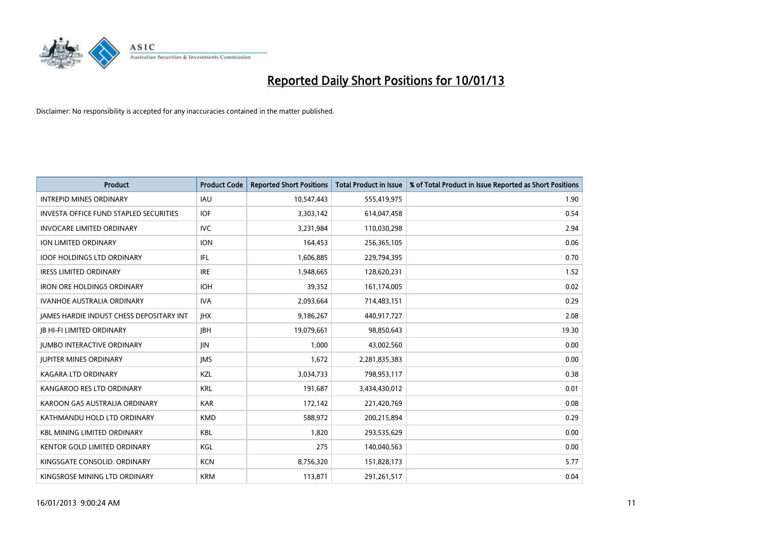# Reported Daily Short Positions for 10/01/13

Disclaimer: No responsibility is accepted for any inaccuracies contained in the matter published.

| Product | Product Code | Reported Short Positions | Total Product in Issue | % of Total Product in Issue Reported as Short Positions |
|---|---|---|---|---|
| INTREPID MINES ORDINARY | IAU | 10,547,443 | 555,419,975 | 1.90 |
| INVESTA OFFICE FUND STAPLED SECURITIES | IOF | 3,303,142 | 614,047,458 | 0.54 |
| INVOCARE LIMITED ORDINARY | IVC | 3,231,984 | 110,030,298 | 2.94 |
| ION LIMITED ORDINARY | ION | 164,453 | 256,365,105 | 0.06 |
| IOOF HOLDINGS LTD ORDINARY | IFL | 1,606,885 | 229,794,395 | 0.70 |
| IRESS LIMITED ORDINARY | IRE | 1,948,665 | 128,620,231 | 1.52 |
| IRON ORE HOLDINGS ORDINARY | IOH | 39,352 | 161,174,005 | 0.02 |
| IVANHOE AUSTRALIA ORDINARY | IVA | 2,093,664 | 714,483,151 | 0.29 |
| JAMES HARDIE INDUST CHESS DEPOSITARY INT | JHX | 9,186,267 | 440,917,727 | 2.08 |
| JB HI-FI LIMITED ORDINARY | JBH | 19,079,661 | 98,850,643 | 19.30 |
| JUMBO INTERACTIVE ORDINARY | JIN | 1,000 | 43,002,560 | 0.00 |
| JUPITER MINES ORDINARY | JMS | 1,672 | 2,281,835,383 | 0.00 |
| KAGARA LTD ORDINARY | KZL | 3,034,733 | 798,953,117 | 0.38 |
| KANGAROO RES LTD ORDINARY | KRL | 191,687 | 3,434,430,012 | 0.01 |
| KAROON GAS AUSTRALIA ORDINARY | KAR | 172,142 | 221,420,769 | 0.08 |
| KATHMANDU HOLD LTD ORDINARY | KMD | 588,972 | 200,215,894 | 0.29 |
| KBL MINING LIMITED ORDINARY | KBL | 1,820 | 293,535,629 | 0.00 |
| KENTOR GOLD LIMITED ORDINARY | KGL | 275 | 140,040,563 | 0.00 |
| KINGSGATE CONSOLID. ORDINARY | KCN | 8,756,320 | 151,828,173 | 5.77 |
| KINGSROSE MINING LTD ORDINARY | KRM | 113,871 | 291,261,517 | 0.04 |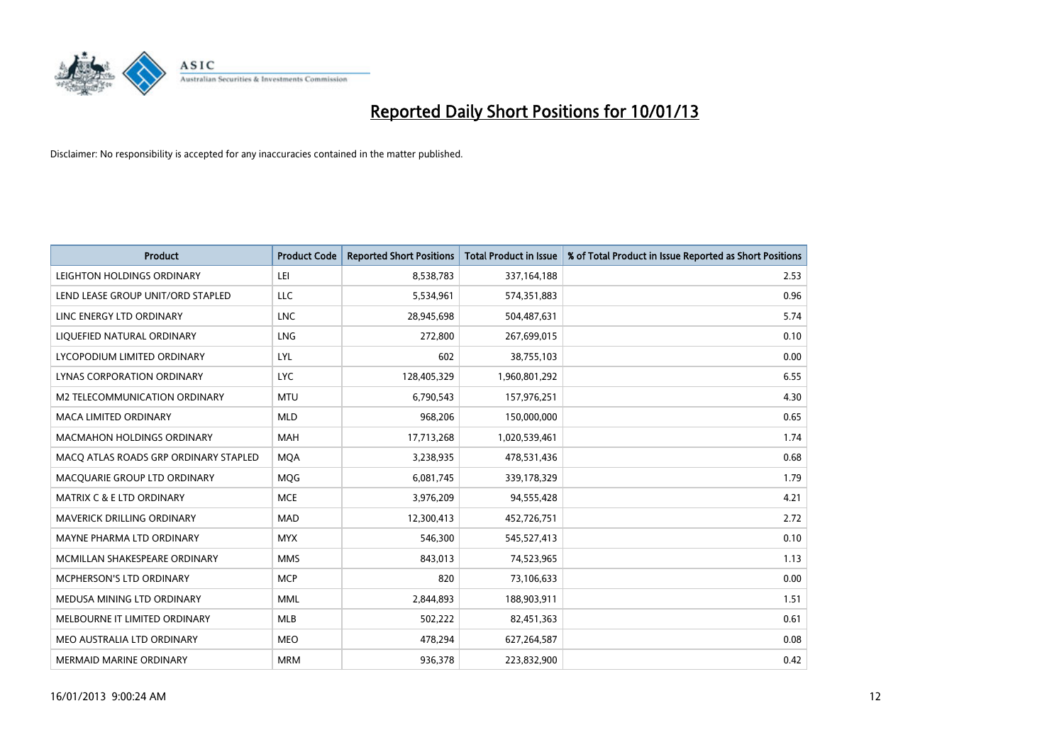# Reported Daily Short Positions for 10/01/13

Disclaimer: No responsibility is accepted for any inaccuracies contained in the matter published.

| Product | Product Code | Reported Short Positions | Total Product in Issue | % of Total Product in Issue Reported as Short Positions |
|---|---|---|---|---|
| LEIGHTON HOLDINGS ORDINARY | LEI | 8,538,783 | 337,164,188 | 2.53 |
| LEND LEASE GROUP UNIT/ORD STAPLED | LLC | 5,534,961 | 574,351,883 | 0.96 |
| LINC ENERGY LTD ORDINARY | LNC | 28,945,698 | 504,487,631 | 5.74 |
| LIQUEFIED NATURAL ORDINARY | LNG | 272,800 | 267,699,015 | 0.10 |
| LYCOPODIUM LIMITED ORDINARY | LYL | 602 | 38,755,103 | 0.00 |
| LYNAS CORPORATION ORDINARY | LYC | 128,405,329 | 1,960,801,292 | 6.55 |
| M2 TELECOMMUNICATION ORDINARY | MTU | 6,790,543 | 157,976,251 | 4.30 |
| MACA LIMITED ORDINARY | MLD | 968,206 | 150,000,000 | 0.65 |
| MACMAHON HOLDINGS ORDINARY | MAH | 17,713,268 | 1,020,539,461 | 1.74 |
| MACQ ATLAS ROADS GRP ORDINARY STAPLED | MQA | 3,238,935 | 478,531,436 | 0.68 |
| MACQUARIE GROUP LTD ORDINARY | MQG | 6,081,745 | 339,178,329 | 1.79 |
| MATRIX C & E LTD ORDINARY | MCE | 3,976,209 | 94,555,428 | 4.21 |
| MAVERICK DRILLING ORDINARY | MAD | 12,300,413 | 452,726,751 | 2.72 |
| MAYNE PHARMA LTD ORDINARY | MYX | 546,300 | 545,527,413 | 0.10 |
| MCMILLAN SHAKESPEARE ORDINARY | MMS | 843,013 | 74,523,965 | 1.13 |
| MCPHERSON'S LTD ORDINARY | MCP | 820 | 73,106,633 | 0.00 |
| MEDUSA MINING LTD ORDINARY | MML | 2,844,893 | 188,903,911 | 1.51 |
| MELBOURNE IT LIMITED ORDINARY | MLB | 502,222 | 82,451,363 | 0.61 |
| MEO AUSTRALIA LTD ORDINARY | MEO | 478,294 | 627,264,587 | 0.08 |
| MERMAID MARINE ORDINARY | MRM | 936,378 | 223,832,900 | 0.42 |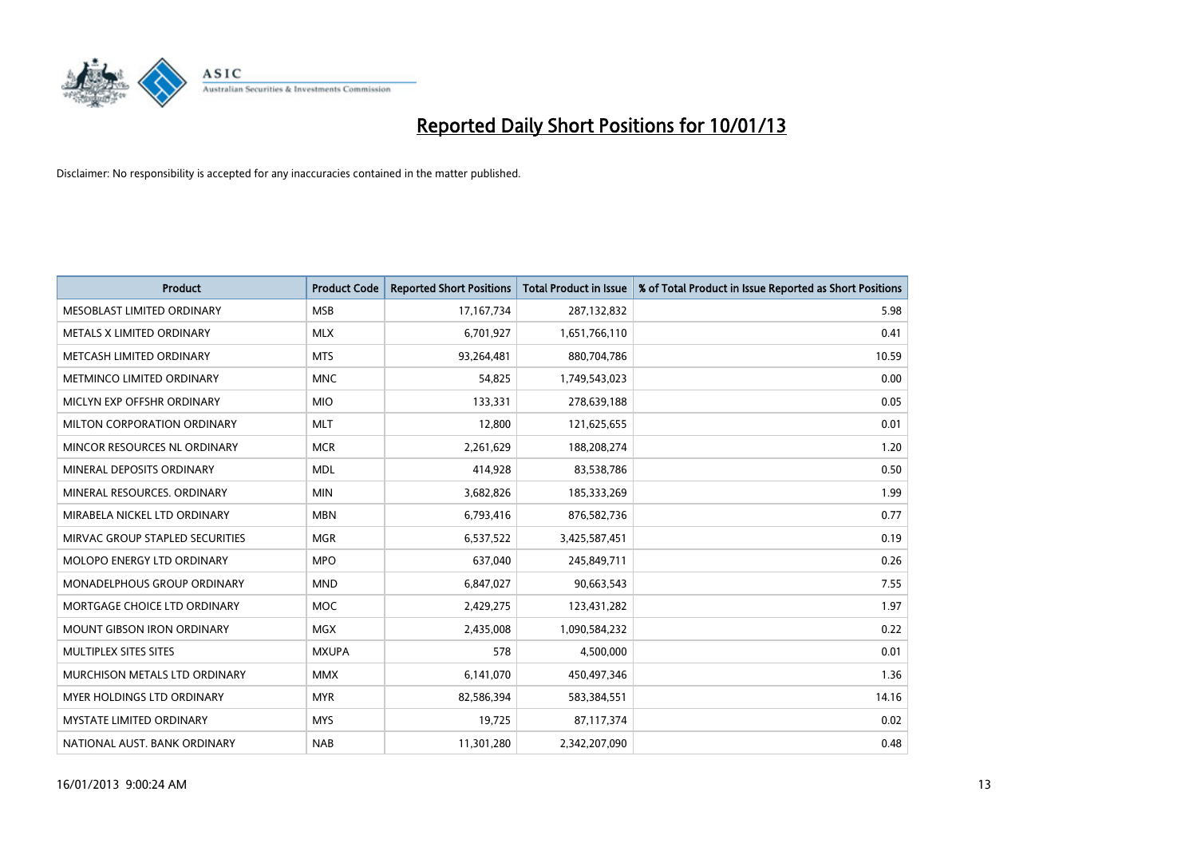# Reported Daily Short Positions for 10/01/13

Disclaimer: No responsibility is accepted for any inaccuracies contained in the matter published.

| Product | Product Code | Reported Short Positions | Total Product in Issue | % of Total Product in Issue Reported as Short Positions |
|---|---|---|---|---|
| MESOBLAST LIMITED ORDINARY | MSB | 17,167,734 | 287,132,832 | 5.98 |
| METALS X LIMITED ORDINARY | MLX | 6,701,927 | 1,651,766,110 | 0.41 |
| METCASH LIMITED ORDINARY | MTS | 93,264,481 | 880,704,786 | 10.59 |
| METMINCO LIMITED ORDINARY | MNC | 54,825 | 1,749,543,023 | 0.00 |
| MICLYN EXP OFFSHR ORDINARY | MIO | 133,331 | 278,639,188 | 0.05 |
| MILTON CORPORATION ORDINARY | MLT | 12,800 | 121,625,655 | 0.01 |
| MINCOR RESOURCES NL ORDINARY | MCR | 2,261,629 | 188,208,274 | 1.20 |
| MINERAL DEPOSITS ORDINARY | MDL | 414,928 | 83,538,786 | 0.50 |
| MINERAL RESOURCES. ORDINARY | MIN | 3,682,826 | 185,333,269 | 1.99 |
| MIRABELA NICKEL LTD ORDINARY | MBN | 6,793,416 | 876,582,736 | 0.77 |
| MIRVAC GROUP STAPLED SECURITIES | MGR | 6,537,522 | 3,425,587,451 | 0.19 |
| MOLOPO ENERGY LTD ORDINARY | MPO | 637,040 | 245,849,711 | 0.26 |
| MONADELPHOUS GROUP ORDINARY | MND | 6,847,027 | 90,663,543 | 7.55 |
| MORTGAGE CHOICE LTD ORDINARY | MOC | 2,429,275 | 123,431,282 | 1.97 |
| MOUNT GIBSON IRON ORDINARY | MGX | 2,435,008 | 1,090,584,232 | 0.22 |
| MULTIPLEX SITES SITES | MXUPA | 578 | 4,500,000 | 0.01 |
| MURCHISON METALS LTD ORDINARY | MMX | 6,141,070 | 450,497,346 | 1.36 |
| MYER HOLDINGS LTD ORDINARY | MYR | 82,586,394 | 583,384,551 | 14.16 |
| MYSTATE LIMITED ORDINARY | MYS | 19,725 | 87,117,374 | 0.02 |
| NATIONAL AUST. BANK ORDINARY | NAB | 11,301,280 | 2,342,207,090 | 0.48 |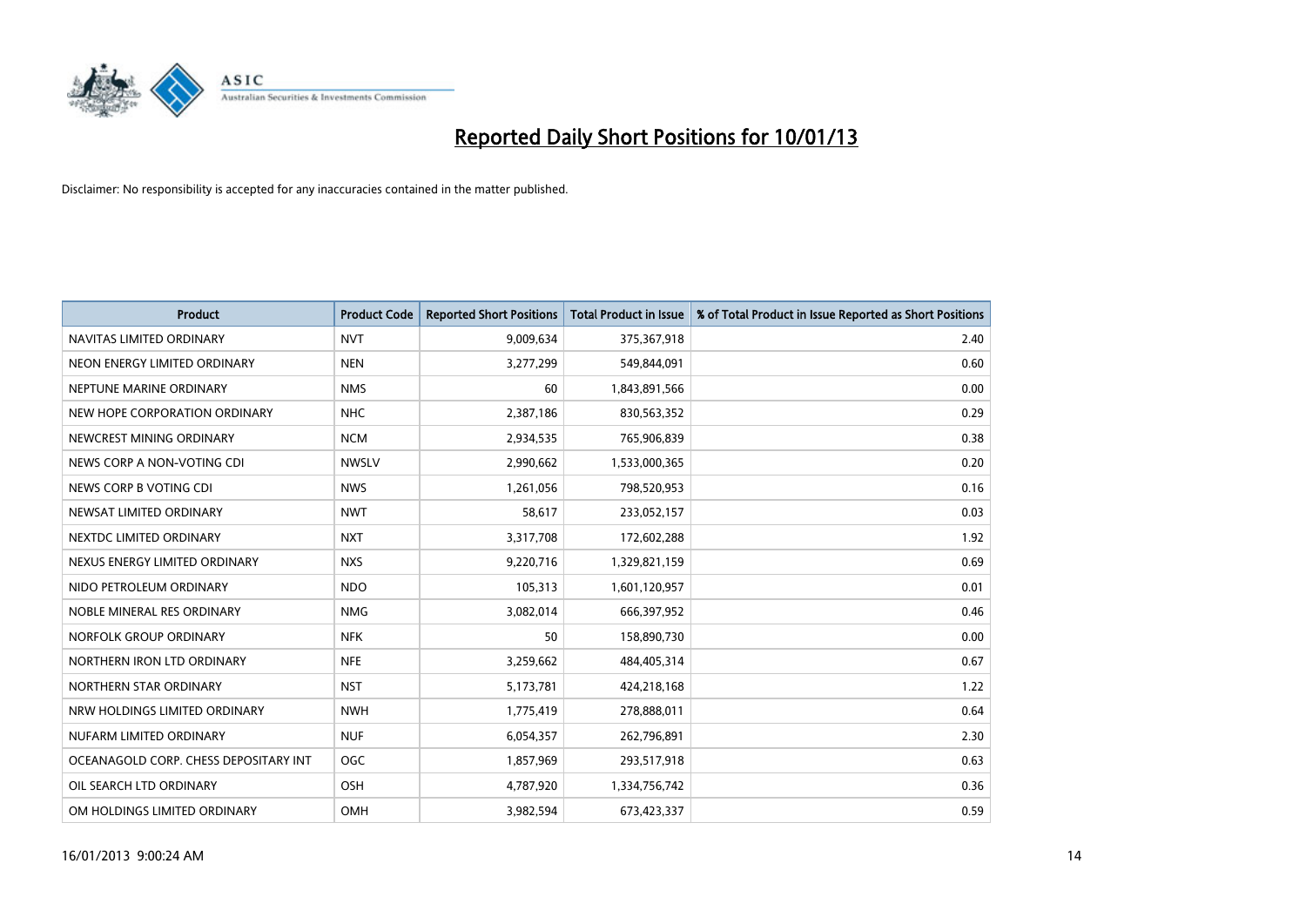# Reported Daily Short Positions for 10/01/13

Disclaimer: No responsibility is accepted for any inaccuracies contained in the matter published.

| Product | Product Code | Reported Short Positions | Total Product in Issue | % of Total Product in Issue Reported as Short Positions |
|---|---|---|---|---|
| NAVITAS LIMITED ORDINARY | NVT | 9,009,634 | 375,367,918 | 2.40 |
| NEON ENERGY LIMITED ORDINARY | NEN | 3,277,299 | 549,844,091 | 0.60 |
| NEPTUNE MARINE ORDINARY | NMS | 60 | 1,843,891,566 | 0.00 |
| NEW HOPE CORPORATION ORDINARY | NHC | 2,387,186 | 830,563,352 | 0.29 |
| NEWCREST MINING ORDINARY | NCM | 2,934,535 | 765,906,839 | 0.38 |
| NEWS CORP A NON-VOTING CDI | NWSLV | 2,990,662 | 1,533,000,365 | 0.20 |
| NEWS CORP B VOTING CDI | NWS | 1,261,056 | 798,520,953 | 0.16 |
| NEWSAT LIMITED ORDINARY | NWT | 58,617 | 233,052,157 | 0.03 |
| NEXTDC LIMITED ORDINARY | NXT | 3,317,708 | 172,602,288 | 1.92 |
| NEXUS ENERGY LIMITED ORDINARY | NXS | 9,220,716 | 1,329,821,159 | 0.69 |
| NIDO PETROLEUM ORDINARY | NDO | 105,313 | 1,601,120,957 | 0.01 |
| NOBLE MINERAL RES ORDINARY | NMG | 3,082,014 | 666,397,952 | 0.46 |
| NORFOLK GROUP ORDINARY | NFK | 50 | 158,890,730 | 0.00 |
| NORTHERN IRON LTD ORDINARY | NFE | 3,259,662 | 484,405,314 | 0.67 |
| NORTHERN STAR ORDINARY | NST | 5,173,781 | 424,218,168 | 1.22 |
| NRW HOLDINGS LIMITED ORDINARY | NWH | 1,775,419 | 278,888,011 | 0.64 |
| NUFARM LIMITED ORDINARY | NUF | 6,054,357 | 262,796,891 | 2.30 |
| OCEANAGOLD CORP. CHESS DEPOSITARY INT | OGC | 1,857,969 | 293,517,918 | 0.63 |
| OIL SEARCH LTD ORDINARY | OSH | 4,787,920 | 1,334,756,742 | 0.36 |
| OM HOLDINGS LIMITED ORDINARY | OMH | 3,982,594 | 673,423,337 | 0.59 |

16/01/2013 9:00:24 AM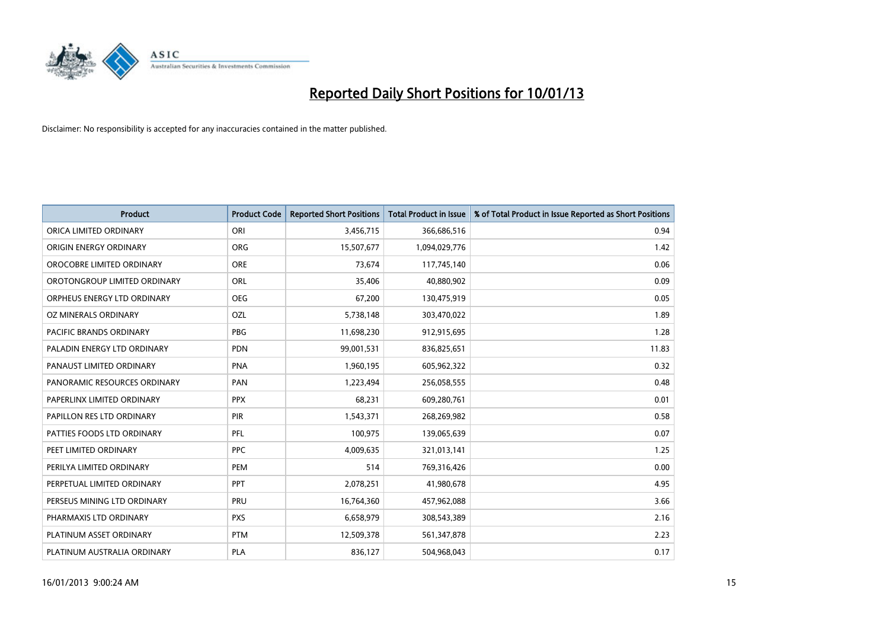# Reported Daily Short Positions for 10/01/13

Disclaimer: No responsibility is accepted for any inaccuracies contained in the matter published.

| Product | Product Code | Reported Short Positions | Total Product in Issue | % of Total Product in Issue Reported as Short Positions |
|---|---|---|---|---|
| ORICA LIMITED ORDINARY | ORI | 3,456,715 | 366,686,516 | 0.94 |
| ORIGIN ENERGY ORDINARY | ORG | 15,507,677 | 1,094,029,776 | 1.42 |
| OROCOBRE LIMITED ORDINARY | ORE | 73,674 | 117,745,140 | 0.06 |
| OROTONGROUP LIMITED ORDINARY | ORL | 35,406 | 40,880,902 | 0.09 |
| ORPHEUS ENERGY LTD ORDINARY | OEG | 67,200 | 130,475,919 | 0.05 |
| OZ MINERALS ORDINARY | OZL | 5,738,148 | 303,470,022 | 1.89 |
| PACIFIC BRANDS ORDINARY | PBG | 11,698,230 | 912,915,695 | 1.28 |
| PALADIN ENERGY LTD ORDINARY | PDN | 99,001,531 | 836,825,651 | 11.83 |
| PANAUST LIMITED ORDINARY | PNA | 1,960,195 | 605,962,322 | 0.32 |
| PANORAMIC RESOURCES ORDINARY | PAN | 1,223,494 | 256,058,555 | 0.48 |
| PAPERLINX LIMITED ORDINARY | PPX | 68,231 | 609,280,761 | 0.01 |
| PAPILLON RES LTD ORDINARY | PIR | 1,543,371 | 268,269,982 | 0.58 |
| PATTIES FOODS LTD ORDINARY | PFL | 100,975 | 139,065,639 | 0.07 |
| PEET LIMITED ORDINARY | PPC | 4,009,635 | 321,013,141 | 1.25 |
| PERILYA LIMITED ORDINARY | PEM | 514 | 769,316,426 | 0.00 |
| PERPETUAL LIMITED ORDINARY | PPT | 2,078,251 | 41,980,678 | 4.95 |
| PERSEUS MINING LTD ORDINARY | PRU | 16,764,360 | 457,962,088 | 3.66 |
| PHARMAXIS LTD ORDINARY | PXS | 6,658,979 | 308,543,389 | 2.16 |
| PLATINUM ASSET ORDINARY | PTM | 12,509,378 | 561,347,878 | 2.23 |
| PLATINUM AUSTRALIA ORDINARY | PLA | 836,127 | 504,968,043 | 0.17 |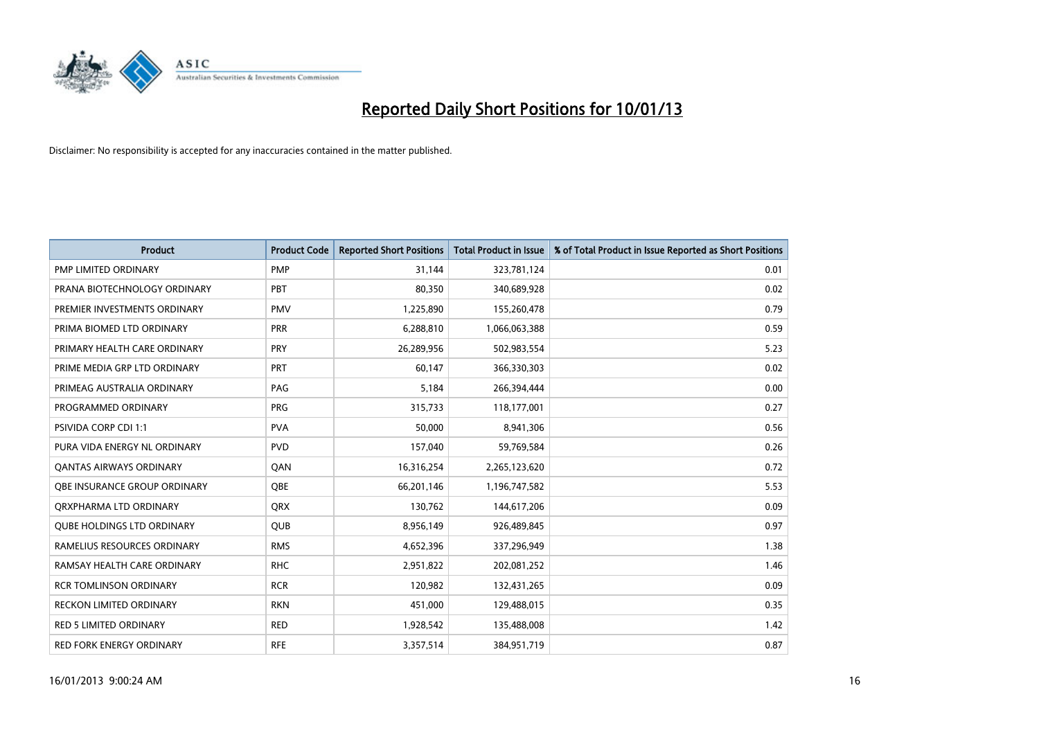# Reported Daily Short Positions for 10/01/13

Disclaimer: No responsibility is accepted for any inaccuracies contained in the matter published.

| Product | Product Code | Reported Short Positions | Total Product in Issue | % of Total Product in Issue Reported as Short Positions |
|---|---|---|---|---|
| PMP LIMITED ORDINARY | PMP | 31,144 | 323,781,124 | 0.01 |
| PRANA BIOTECHNOLOGY ORDINARY | PBT | 80,350 | 340,689,928 | 0.02 |
| PREMIER INVESTMENTS ORDINARY | PMV | 1,225,890 | 155,260,478 | 0.79 |
| PRIMA BIOMED LTD ORDINARY | PRR | 6,288,810 | 1,066,063,388 | 0.59 |
| PRIMARY HEALTH CARE ORDINARY | PRY | 26,289,956 | 502,983,554 | 5.23 |
| PRIME MEDIA GRP LTD ORDINARY | PRT | 60,147 | 366,330,303 | 0.02 |
| PRIMEAG AUSTRALIA ORDINARY | PAG | 5,184 | 266,394,444 | 0.00 |
| PROGRAMMED ORDINARY | PRG | 315,733 | 118,177,001 | 0.27 |
| PSIVIDA CORP CDI 1:1 | PVA | 50,000 | 8,941,306 | 0.56 |
| PURA VIDA ENERGY NL ORDINARY | PVD | 157,040 | 59,769,584 | 0.26 |
| QANTAS AIRWAYS ORDINARY | QAN | 16,316,254 | 2,265,123,620 | 0.72 |
| QBE INSURANCE GROUP ORDINARY | QBE | 66,201,146 | 1,196,747,582 | 5.53 |
| QRXPHARMA LTD ORDINARY | QRX | 130,762 | 144,617,206 | 0.09 |
| QUBE HOLDINGS LTD ORDINARY | QUB | 8,956,149 | 926,489,845 | 0.97 |
| RAMELIUS RESOURCES ORDINARY | RMS | 4,652,396 | 337,296,949 | 1.38 |
| RAMSAY HEALTH CARE ORDINARY | RHC | 2,951,822 | 202,081,252 | 1.46 |
| RCR TOMLINSON ORDINARY | RCR | 120,982 | 132,431,265 | 0.09 |
| RECKON LIMITED ORDINARY | RKN | 451,000 | 129,488,015 | 0.35 |
| RED 5 LIMITED ORDINARY | RED | 1,928,542 | 135,488,008 | 1.42 |
| RED FORK ENERGY ORDINARY | RFE | 3,357,514 | 384,951,719 | 0.87 |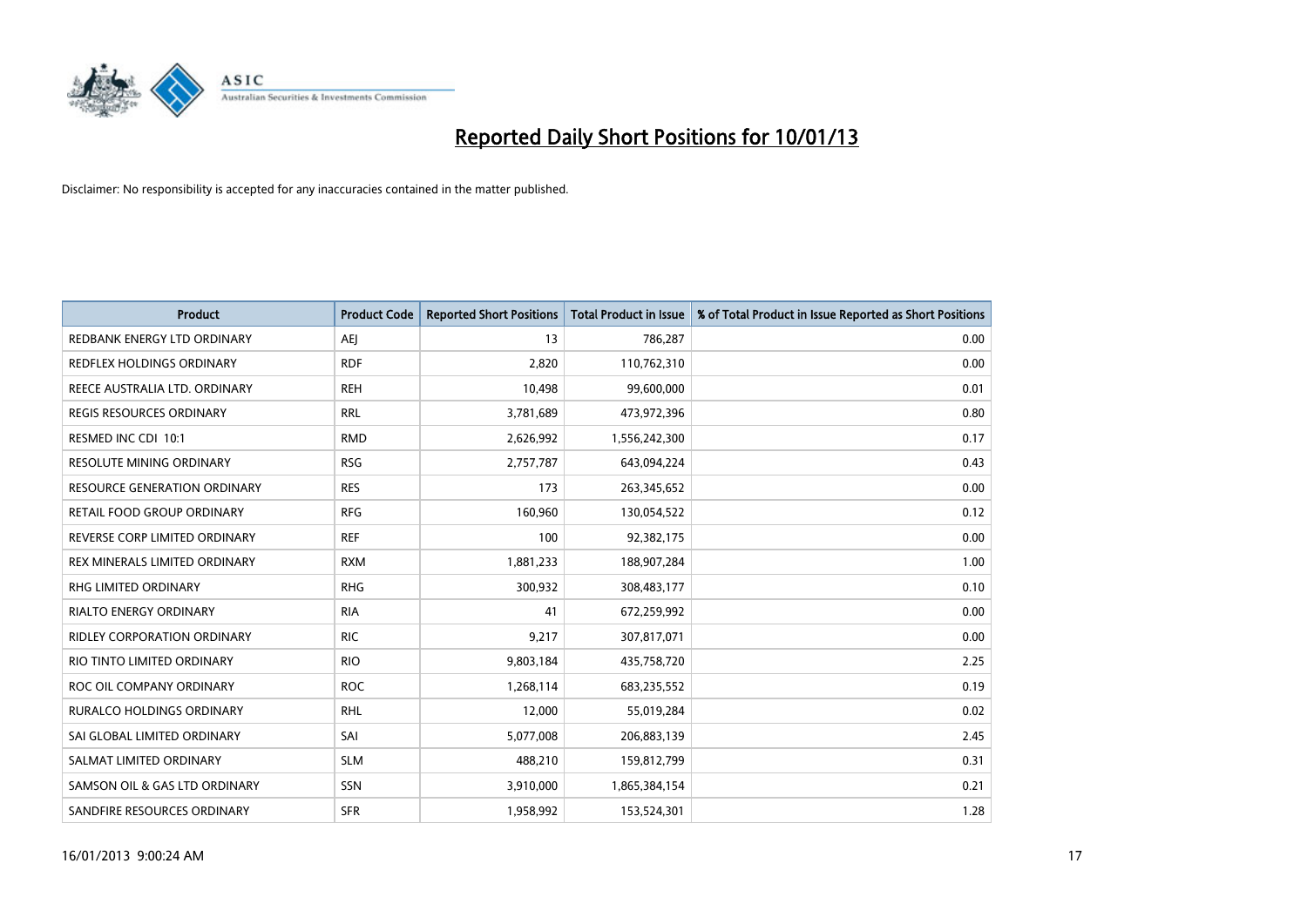# Reported Daily Short Positions for 10/01/13

Disclaimer: No responsibility is accepted for any inaccuracies contained in the matter published.

| Product | Product Code | Reported Short Positions | Total Product in Issue | % of Total Product in Issue Reported as Short Positions |
|---|---|---|---|---|
| REDBANK ENERGY LTD ORDINARY | AEJ | 13 | 786,287 | 0.00 |
| REDFLEX HOLDINGS ORDINARY | RDF | 2,820 | 110,762,310 | 0.00 |
| REECE AUSTRALIA LTD. ORDINARY | REH | 10,498 | 99,600,000 | 0.01 |
| REGIS RESOURCES ORDINARY | RRL | 3,781,689 | 473,972,396 | 0.80 |
| RESMED INC CDI 10:1 | RMD | 2,626,992 | 1,556,242,300 | 0.17 |
| RESOLUTE MINING ORDINARY | RSG | 2,757,787 | 643,094,224 | 0.43 |
| RESOURCE GENERATION ORDINARY | RES | 173 | 263,345,652 | 0.00 |
| RETAIL FOOD GROUP ORDINARY | RFG | 160,960 | 130,054,522 | 0.12 |
| REVERSE CORP LIMITED ORDINARY | REF | 100 | 92,382,175 | 0.00 |
| REX MINERALS LIMITED ORDINARY | RXM | 1,881,233 | 188,907,284 | 1.00 |
| RHG LIMITED ORDINARY | RHG | 300,932 | 308,483,177 | 0.10 |
| RIALTO ENERGY ORDINARY | RIA | 41 | 672,259,992 | 0.00 |
| RIDLEY CORPORATION ORDINARY | RIC | 9,217 | 307,817,071 | 0.00 |
| RIO TINTO LIMITED ORDINARY | RIO | 9,803,184 | 435,758,720 | 2.25 |
| ROC OIL COMPANY ORDINARY | ROC | 1,268,114 | 683,235,552 | 0.19 |
| RURALCO HOLDINGS ORDINARY | RHL | 12,000 | 55,019,284 | 0.02 |
| SAI GLOBAL LIMITED ORDINARY | SAI | 5,077,008 | 206,883,139 | 2.45 |
| SALMAT LIMITED ORDINARY | SLM | 488,210 | 159,812,799 | 0.31 |
| SAMSON OIL & GAS LTD ORDINARY | SSN | 3,910,000 | 1,865,384,154 | 0.21 |
| SANDFIRE RESOURCES ORDINARY | SFR | 1,958,992 | 153,524,301 | 1.28 |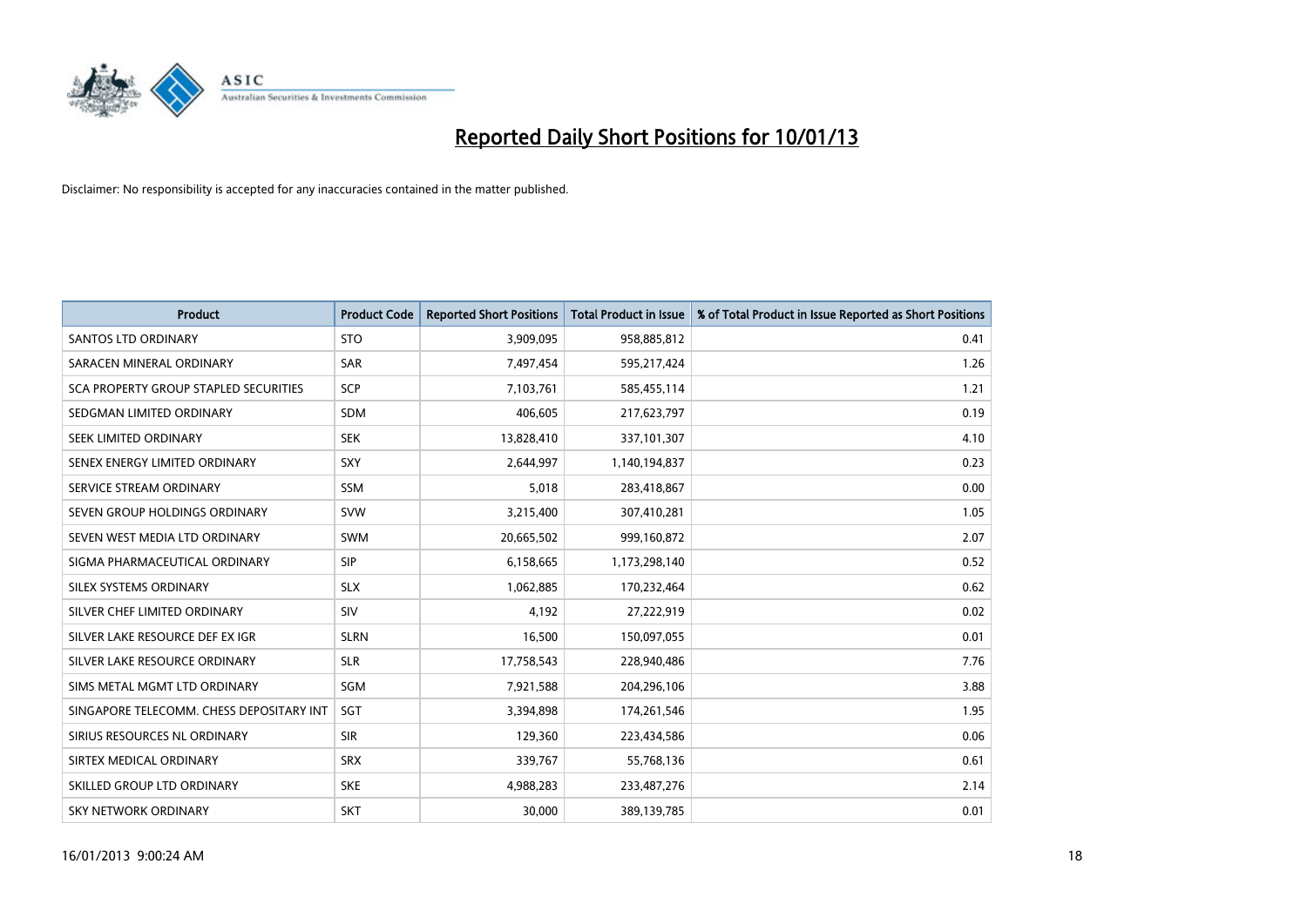# Reported Daily Short Positions for 10/01/13

Disclaimer: No responsibility is accepted for any inaccuracies contained in the matter published.

| Product | Product Code | Reported Short Positions | Total Product in Issue | % of Total Product in Issue Reported as Short Positions |
|---|---|---|---|---|
| SANTOS LTD ORDINARY | STO | 3,909,095 | 958,885,812 | 0.41 |
| SARACEN MINERAL ORDINARY | SAR | 7,497,454 | 595,217,424 | 1.26 |
| SCA PROPERTY GROUP STAPLED SECURITIES | SCP | 7,103,761 | 585,455,114 | 1.21 |
| SEDGMAN LIMITED ORDINARY | SDM | 406,605 | 217,623,797 | 0.19 |
| SEEK LIMITED ORDINARY | SEK | 13,828,410 | 337,101,307 | 4.10 |
| SENEX ENERGY LIMITED ORDINARY | SXY | 2,644,997 | 1,140,194,837 | 0.23 |
| SERVICE STREAM ORDINARY | SSM | 5,018 | 283,418,867 | 0.00 |
| SEVEN GROUP HOLDINGS ORDINARY | SVW | 3,215,400 | 307,410,281 | 1.05 |
| SEVEN WEST MEDIA LTD ORDINARY | SWM | 20,665,502 | 999,160,872 | 2.07 |
| SIGMA PHARMACEUTICAL ORDINARY | SIP | 6,158,665 | 1,173,298,140 | 0.52 |
| SILEX SYSTEMS ORDINARY | SLX | 1,062,885 | 170,232,464 | 0.62 |
| SILVER CHEF LIMITED ORDINARY | SIV | 4,192 | 27,222,919 | 0.02 |
| SILVER LAKE RESOURCE DEF EX IGR | SLRN | 16,500 | 150,097,055 | 0.01 |
| SILVER LAKE RESOURCE ORDINARY | SLR | 17,758,543 | 228,940,486 | 7.76 |
| SIMS METAL MGMT LTD ORDINARY | SGM | 7,921,588 | 204,296,106 | 3.88 |
| SINGAPORE TELECOMM. CHESS DEPOSITARY INT | SGT | 3,394,898 | 174,261,546 | 1.95 |
| SIRIUS RESOURCES NL ORDINARY | SIR | 129,360 | 223,434,586 | 0.06 |
| SIRTEX MEDICAL ORDINARY | SRX | 339,767 | 55,768,136 | 0.61 |
| SKILLED GROUP LTD ORDINARY | SKE | 4,988,283 | 233,487,276 | 2.14 |
| SKY NETWORK ORDINARY | SKT | 30,000 | 389,139,785 | 0.01 |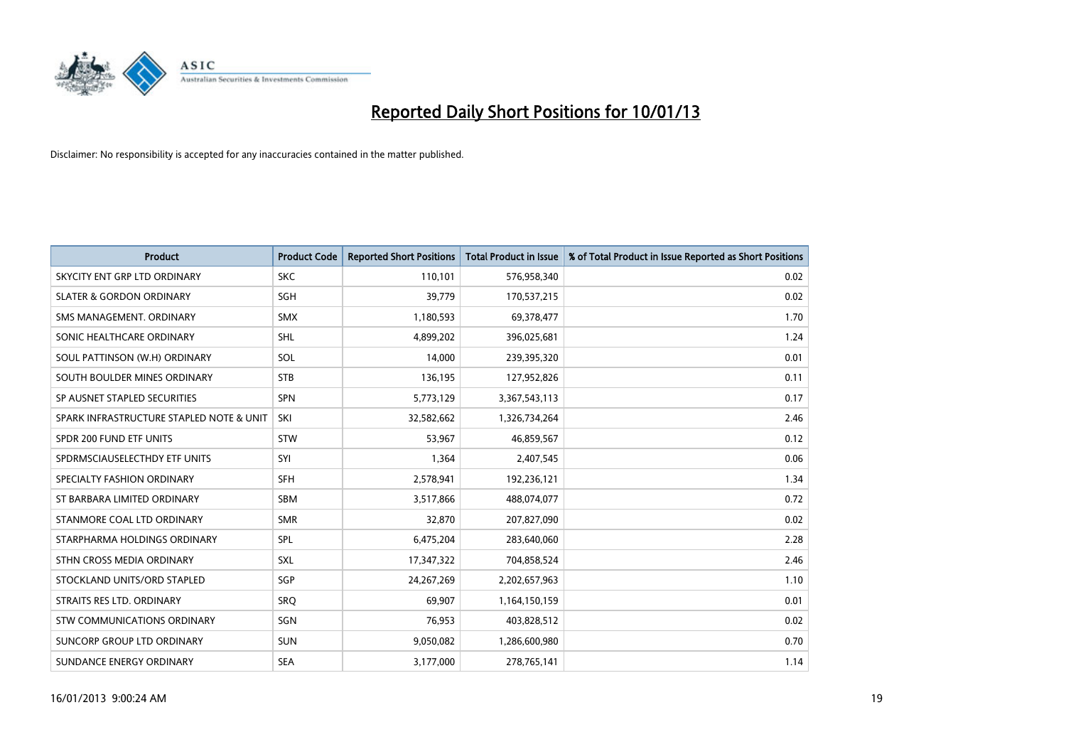# Reported Daily Short Positions for 10/01/13

Disclaimer: No responsibility is accepted for any inaccuracies contained in the matter published.

| Product | Product Code | Reported Short Positions | Total Product in Issue | % of Total Product in Issue Reported as Short Positions |
|---|---|---|---|---|
| SKYCITY ENT GRP LTD ORDINARY | SKC | 110,101 | 576,958,340 | 0.02 |
| SLATER & GORDON ORDINARY | SGH | 39,779 | 170,537,215 | 0.02 |
| SMS MANAGEMENT. ORDINARY | SMX | 1,180,593 | 69,378,477 | 1.70 |
| SONIC HEALTHCARE ORDINARY | SHL | 4,899,202 | 396,025,681 | 1.24 |
| SOUL PATTINSON (W.H) ORDINARY | SOL | 14,000 | 239,395,320 | 0.01 |
| SOUTH BOULDER MINES ORDINARY | STB | 136,195 | 127,952,826 | 0.11 |
| SP AUSNET STAPLED SECURITIES | SPN | 5,773,129 | 3,367,543,113 | 0.17 |
| SPARK INFRASTRUCTURE STAPLED NOTE & UNIT | SKI | 32,582,662 | 1,326,734,264 | 2.46 |
| SPDR 200 FUND ETF UNITS | STW | 53,967 | 46,859,567 | 0.12 |
| SPDRMSCIAUSELECTHDY ETF UNITS | SYI | 1,364 | 2,407,545 | 0.06 |
| SPECIALTY FASHION ORDINARY | SFH | 2,578,941 | 192,236,121 | 1.34 |
| ST BARBARA LIMITED ORDINARY | SBM | 3,517,866 | 488,074,077 | 0.72 |
| STANMORE COAL LTD ORDINARY | SMR | 32,870 | 207,827,090 | 0.02 |
| STARPHARMA HOLDINGS ORDINARY | SPL | 6,475,204 | 283,640,060 | 2.28 |
| STHN CROSS MEDIA ORDINARY | SXL | 17,347,322 | 704,858,524 | 2.46 |
| STOCKLAND UNITS/ORD STAPLED | SGP | 24,267,269 | 2,202,657,963 | 1.10 |
| STRAITS RES LTD. ORDINARY | SRQ | 69,907 | 1,164,150,159 | 0.01 |
| STW COMMUNICATIONS ORDINARY | SGN | 76,953 | 403,828,512 | 0.02 |
| SUNCORP GROUP LTD ORDINARY | SUN | 9,050,082 | 1,286,600,980 | 0.70 |
| SUNDANCE ENERGY ORDINARY | SEA | 3,177,000 | 278,765,141 | 1.14 |

16/01/2013 9:00:24 AM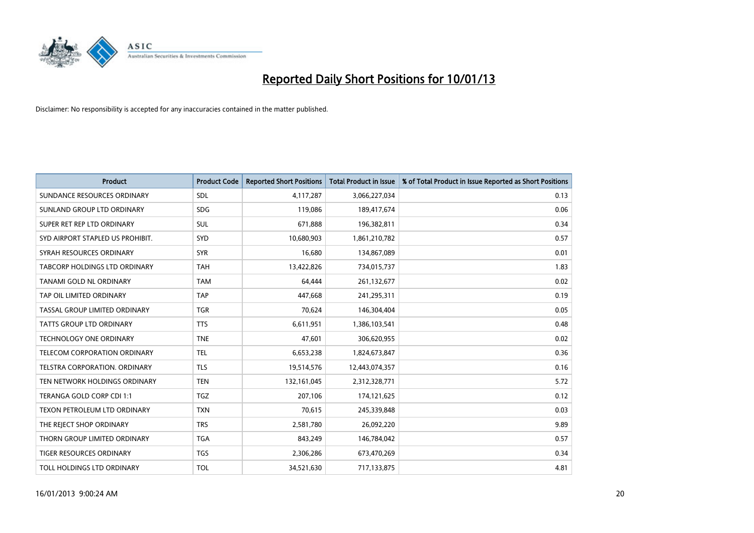# Reported Daily Short Positions for 10/01/13

Disclaimer: No responsibility is accepted for any inaccuracies contained in the matter published.

| Product | Product Code | Reported Short Positions | Total Product in Issue | % of Total Product in Issue Reported as Short Positions |
|---|---|---|---|---|
| SUNDANCE RESOURCES ORDINARY | SDL | 4,117,287 | 3,066,227,034 | 0.13 |
| SUNLAND GROUP LTD ORDINARY | SDG | 119,086 | 189,417,674 | 0.06 |
| SUPER RET REP LTD ORDINARY | SUL | 671,888 | 196,382,811 | 0.34 |
| SYD AIRPORT STAPLED US PROHIBIT. | SYD | 10,680,903 | 1,861,210,782 | 0.57 |
| SYRAH RESOURCES ORDINARY | SYR | 16,680 | 134,867,089 | 0.01 |
| TABCORP HOLDINGS LTD ORDINARY | TAH | 13,422,826 | 734,015,737 | 1.83 |
| TANAMI GOLD NL ORDINARY | TAM | 64,444 | 261,132,677 | 0.02 |
| TAP OIL LIMITED ORDINARY | TAP | 447,668 | 241,295,311 | 0.19 |
| TASSAL GROUP LIMITED ORDINARY | TGR | 70,624 | 146,304,404 | 0.05 |
| TATTS GROUP LTD ORDINARY | TTS | 6,611,951 | 1,386,103,541 | 0.48 |
| TECHNOLOGY ONE ORDINARY | TNE | 47,601 | 306,620,955 | 0.02 |
| TELECOM CORPORATION ORDINARY | TEL | 6,653,238 | 1,824,673,847 | 0.36 |
| TELSTRA CORPORATION. ORDINARY | TLS | 19,514,576 | 12,443,074,357 | 0.16 |
| TEN NETWORK HOLDINGS ORDINARY | TEN | 132,161,045 | 2,312,328,771 | 5.72 |
| TERANGA GOLD CORP CDI 1:1 | TGZ | 207,106 | 174,121,625 | 0.12 |
| TEXON PETROLEUM LTD ORDINARY | TXN | 70,615 | 245,339,848 | 0.03 |
| THE REJECT SHOP ORDINARY | TRS | 2,581,780 | 26,092,220 | 9.89 |
| THORN GROUP LIMITED ORDINARY | TGA | 843,249 | 146,784,042 | 0.57 |
| TIGER RESOURCES ORDINARY | TGS | 2,306,286 | 673,470,269 | 0.34 |
| TOLL HOLDINGS LTD ORDINARY | TOL | 34,521,630 | 717,133,875 | 4.81 |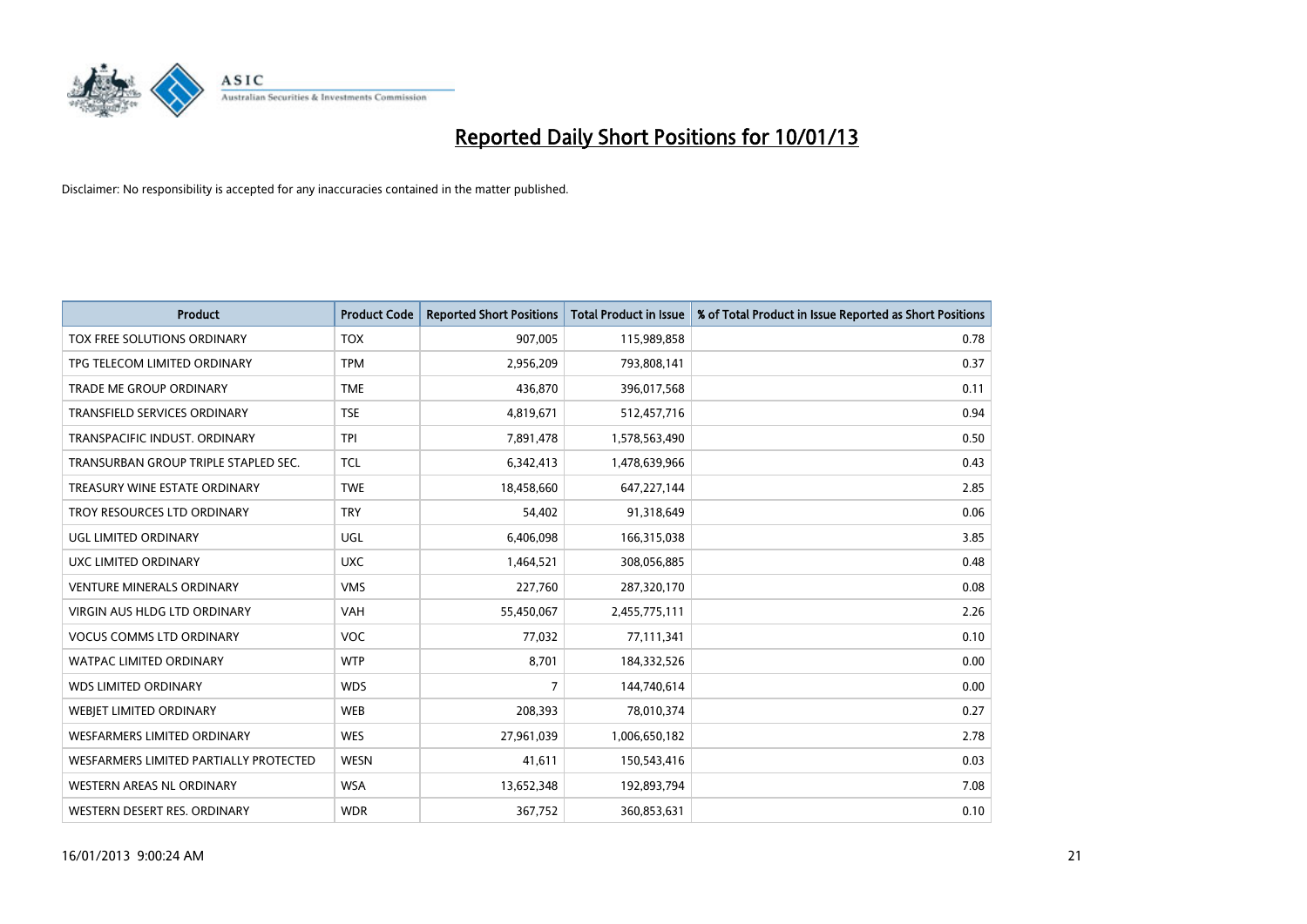# Reported Daily Short Positions for 10/01/13

Disclaimer: No responsibility is accepted for any inaccuracies contained in the matter published.

| Product | Product Code | Reported Short Positions | Total Product in Issue | % of Total Product in Issue Reported as Short Positions |
|---|---|---|---|---|
| TOX FREE SOLUTIONS ORDINARY | TOX | 907,005 | 115,989,858 | 0.78 |
| TPG TELECOM LIMITED ORDINARY | TPM | 2,956,209 | 793,808,141 | 0.37 |
| TRADE ME GROUP ORDINARY | TME | 436,870 | 396,017,568 | 0.11 |
| TRANSFIELD SERVICES ORDINARY | TSE | 4,819,671 | 512,457,716 | 0.94 |
| TRANSPACIFIC INDUST. ORDINARY | TPI | 7,891,478 | 1,578,563,490 | 0.50 |
| TRANSURBAN GROUP TRIPLE STAPLED SEC. | TCL | 6,342,413 | 1,478,639,966 | 0.43 |
| TREASURY WINE ESTATE ORDINARY | TWE | 18,458,660 | 647,227,144 | 2.85 |
| TROY RESOURCES LTD ORDINARY | TRY | 54,402 | 91,318,649 | 0.06 |
| UGL LIMITED ORDINARY | UGL | 6,406,098 | 166,315,038 | 3.85 |
| UXC LIMITED ORDINARY | UXC | 1,464,521 | 308,056,885 | 0.48 |
| VENTURE MINERALS ORDINARY | VMS | 227,760 | 287,320,170 | 0.08 |
| VIRGIN AUS HLDG LTD ORDINARY | VAH | 55,450,067 | 2,455,775,111 | 2.26 |
| VOCUS COMMS LTD ORDINARY | VOC | 77,032 | 77,111,341 | 0.10 |
| WATPAC LIMITED ORDINARY | WTP | 8,701 | 184,332,526 | 0.00 |
| WDS LIMITED ORDINARY | WDS | 7 | 144,740,614 | 0.00 |
| WEBJET LIMITED ORDINARY | WEB | 208,393 | 78,010,374 | 0.27 |
| WESFARMERS LIMITED ORDINARY | WES | 27,961,039 | 1,006,650,182 | 2.78 |
| WESFARMERS LIMITED PARTIALLY PROTECTED | WESN | 41,611 | 150,543,416 | 0.03 |
| WESTERN AREAS NL ORDINARY | WSA | 13,652,348 | 192,893,794 | 7.08 |
| WESTERN DESERT RES. ORDINARY | WDR | 367,752 | 360,853,631 | 0.10 |

16/01/2013 9:00:24 AM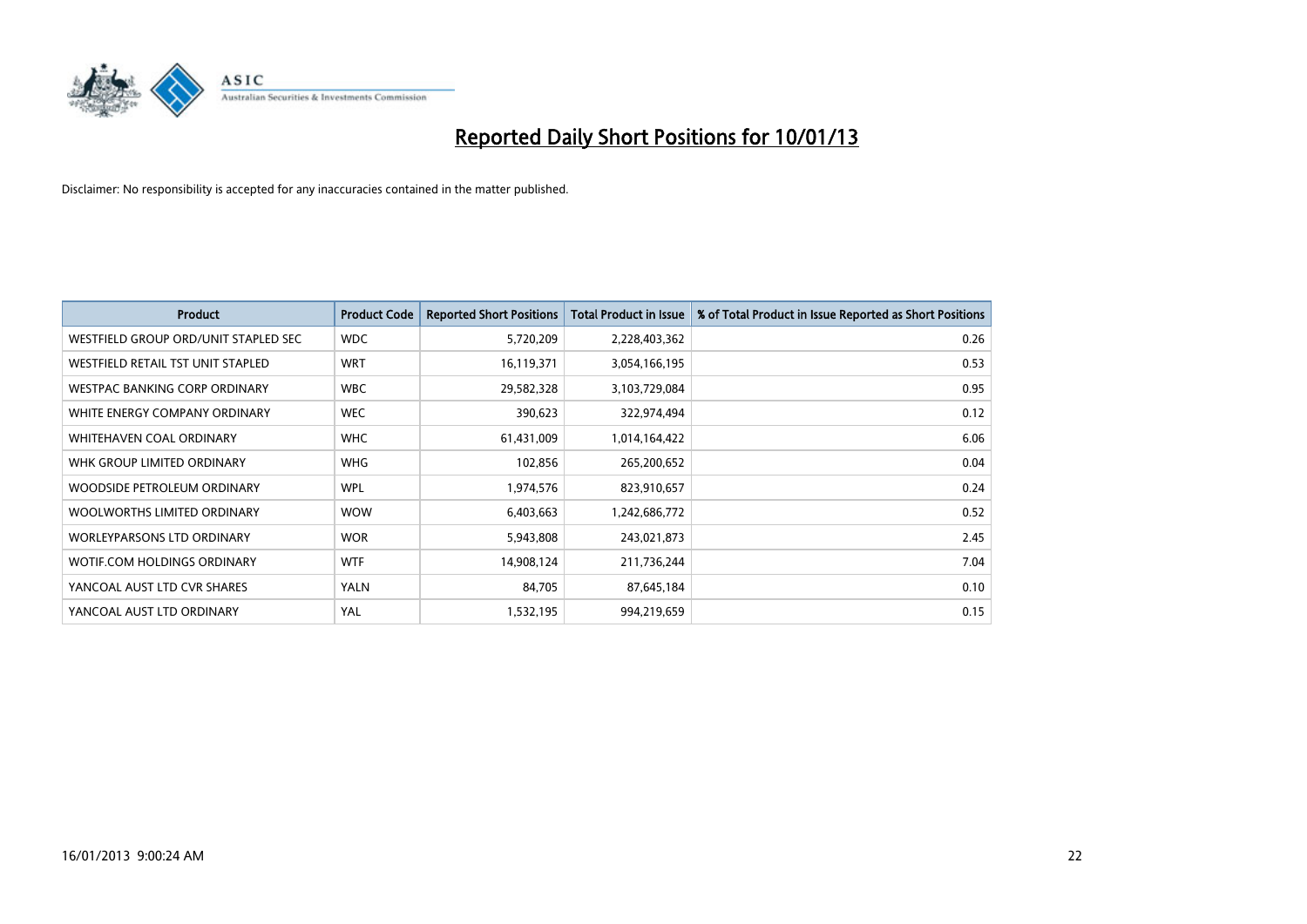# Reported Daily Short Positions for 10/01/13

Disclaimer: No responsibility is accepted for any inaccuracies contained in the matter published.

| Product | Product Code | Reported Short Positions | Total Product in Issue | % of Total Product in Issue Reported as Short Positions |
|---|---|---|---|---|
| WESTFIELD GROUP ORD/UNIT STAPLED SEC | WDC | 5,720,209 | 2,228,403,362 | 0.26 |
| WESTFIELD RETAIL TST UNIT STAPLED | WRT | 16,119,371 | 3,054,166,195 | 0.53 |
| WESTPAC BANKING CORP ORDINARY | WBC | 29,582,328 | 3,103,729,084 | 0.95 |
| WHITE ENERGY COMPANY ORDINARY | WEC | 390,623 | 322,974,494 | 0.12 |
| WHITEHAVEN COAL ORDINARY | WHC | 61,431,009 | 1,014,164,422 | 6.06 |
| WHK GROUP LIMITED ORDINARY | WHG | 102,856 | 265,200,652 | 0.04 |
| WOODSIDE PETROLEUM ORDINARY | WPL | 1,974,576 | 823,910,657 | 0.24 |
| WOOLWORTHS LIMITED ORDINARY | WOW | 6,403,663 | 1,242,686,772 | 0.52 |
| WORLEYPARSONS LTD ORDINARY | WOR | 5,943,808 | 243,021,873 | 2.45 |
| WOTIF.COM HOLDINGS ORDINARY | WTF | 14,908,124 | 211,736,244 | 7.04 |
| YANCOAL AUST LTD CVR SHARES | YALN | 84,705 | 87,645,184 | 0.10 |
| YANCOAL AUST LTD ORDINARY | YAL | 1,532,195 | 994,219,659 | 0.15 |

16/01/2013 9:00:24 AM